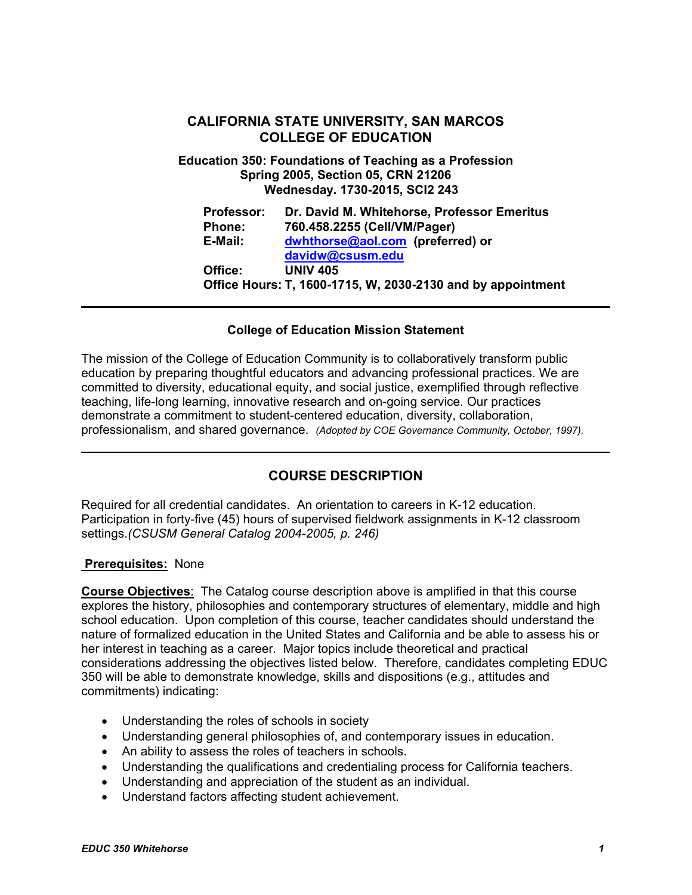# CALIFORNIA STATE UNIVERSITY, SAN MARCOS
# COLLEGE OF EDUCATION

**Education 350: Foundations of Teaching as a Profession**
**Spring 2005, Section 05, CRN 21206**
**Wednesday. 1730-2015, SCI2 243**

**Professor:** Dr. David M. Whitehorse, Professor Emeritus
**Phone:** 760.458.2255 (Cell/VM/Pager)
**E-Mail:** dwhthorse@aol.com (preferred) or davidw@csusm.edu
**Office:** UNIV 405
**Office Hours:** T, 1600-1715, W, 2030-2130 and by appointment

---

### College of Education Mission Statement

The mission of the College of Education Community is to collaboratively transform public education by preparing thoughtful educators and advancing professional practices. We are committed to diversity, educational equity, and social justice, exemplified through reflective teaching, life-long learning, innovative research and on-going service. Our practices demonstrate a commitment to student-centered education, diversity, collaboration, professionalism, and shared governance. *(Adopted by COE Governance Community, October, 1997).*

---

## COURSE DESCRIPTION

Required for all credential candidates. An orientation to careers in K-12 education. Participation in forty-five (45) hours of supervised fieldwork assignments in K-12 classroom settings.*(CSUSM General Catalog 2004-2005, p. 246)*

**Prerequisites:** None

**Course Objectives**: The Catalog course description above is amplified in that this course explores the history, philosophies and contemporary structures of elementary, middle and high school education. Upon completion of this course, teacher candidates should understand the nature of formalized education in the United States and California and be able to assess his or her interest in teaching as a career. Major topics include theoretical and practical considerations addressing the objectives listed below. Therefore, candidates completing EDUC 350 will be able to demonstrate knowledge, skills and dispositions (e.g., attitudes and commitments) indicating:

- Understanding the roles of schools in society
- Understanding general philosophies of, and contemporary issues in education.
- An ability to assess the roles of teachers in schools.
- Understanding the qualifications and credentialing process for California teachers.
- Understanding and appreciation of the student as an individual.
- Understand factors affecting student achievement.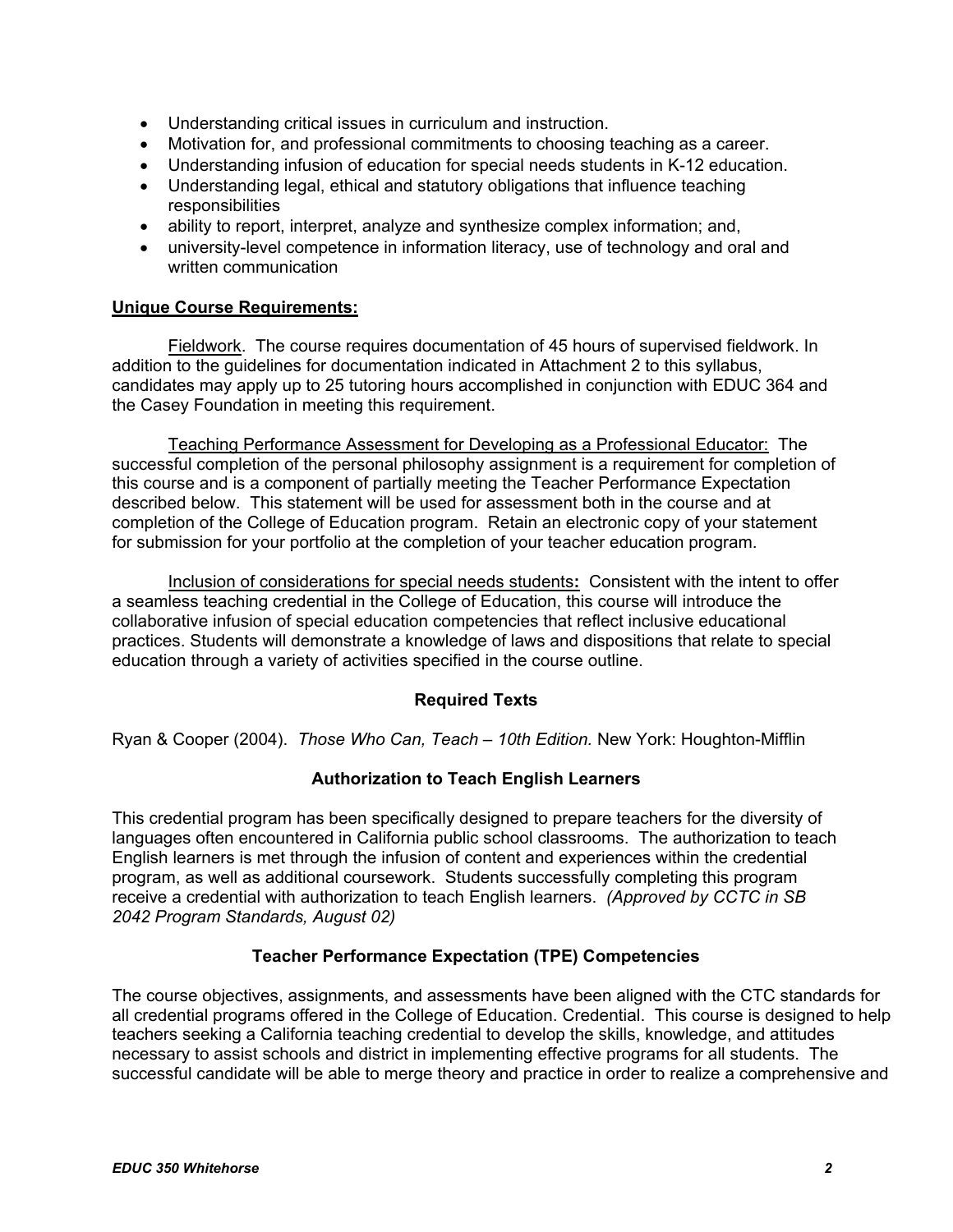- Understanding critical issues in curriculum and instruction.
- Motivation for, and professional commitments to choosing teaching as a career.
- Understanding infusion of education for special needs students in K-12 education.
- Understanding legal, ethical and statutory obligations that influence teaching responsibilities
- ability to report, interpret, analyze and synthesize complex information; and,
- university-level competence in information literacy, use of technology and oral and written communication

**Unique Course Requirements:**

Fieldwork. The course requires documentation of 45 hours of supervised fieldwork. In addition to the guidelines for documentation indicated in Attachment 2 to this syllabus, candidates may apply up to 25 tutoring hours accomplished in conjunction with EDUC 364 and the Casey Foundation in meeting this requirement.

Teaching Performance Assessment for Developing as a Professional Educator: The successful completion of the personal philosophy assignment is a requirement for completion of this course and is a component of partially meeting the Teacher Performance Expectation described below. This statement will be used for assessment both in the course and at completion of the College of Education program. Retain an electronic copy of your statement for submission for your portfolio at the completion of your teacher education program.

Inclusion of considerations for special needs students**:** Consistent with the intent to offer a seamless teaching credential in the College of Education, this course will introduce the collaborative infusion of special education competencies that reflect inclusive educational practices. Students will demonstrate a knowledge of laws and dispositions that relate to special education through a variety of activities specified in the course outline.

## Required Texts

Ryan & Cooper (2004). *Those Who Can, Teach – 10th Edition.* New York: Houghton-Mifflin

## Authorization to Teach English Learners

This credential program has been specifically designed to prepare teachers for the diversity of languages often encountered in California public school classrooms. The authorization to teach English learners is met through the infusion of content and experiences within the credential program, as well as additional coursework. Students successfully completing this program receive a credential with authorization to teach English learners. *(Approved by CCTC in SB 2042 Program Standards, August 02)*

## Teacher Performance Expectation (TPE) Competencies

The course objectives, assignments, and assessments have been aligned with the CTC standards for all credential programs offered in the College of Education. Credential. This course is designed to help teachers seeking a California teaching credential to develop the skills, knowledge, and attitudes necessary to assist schools and district in implementing effective programs for all students. The successful candidate will be able to merge theory and practice in order to realize a comprehensive and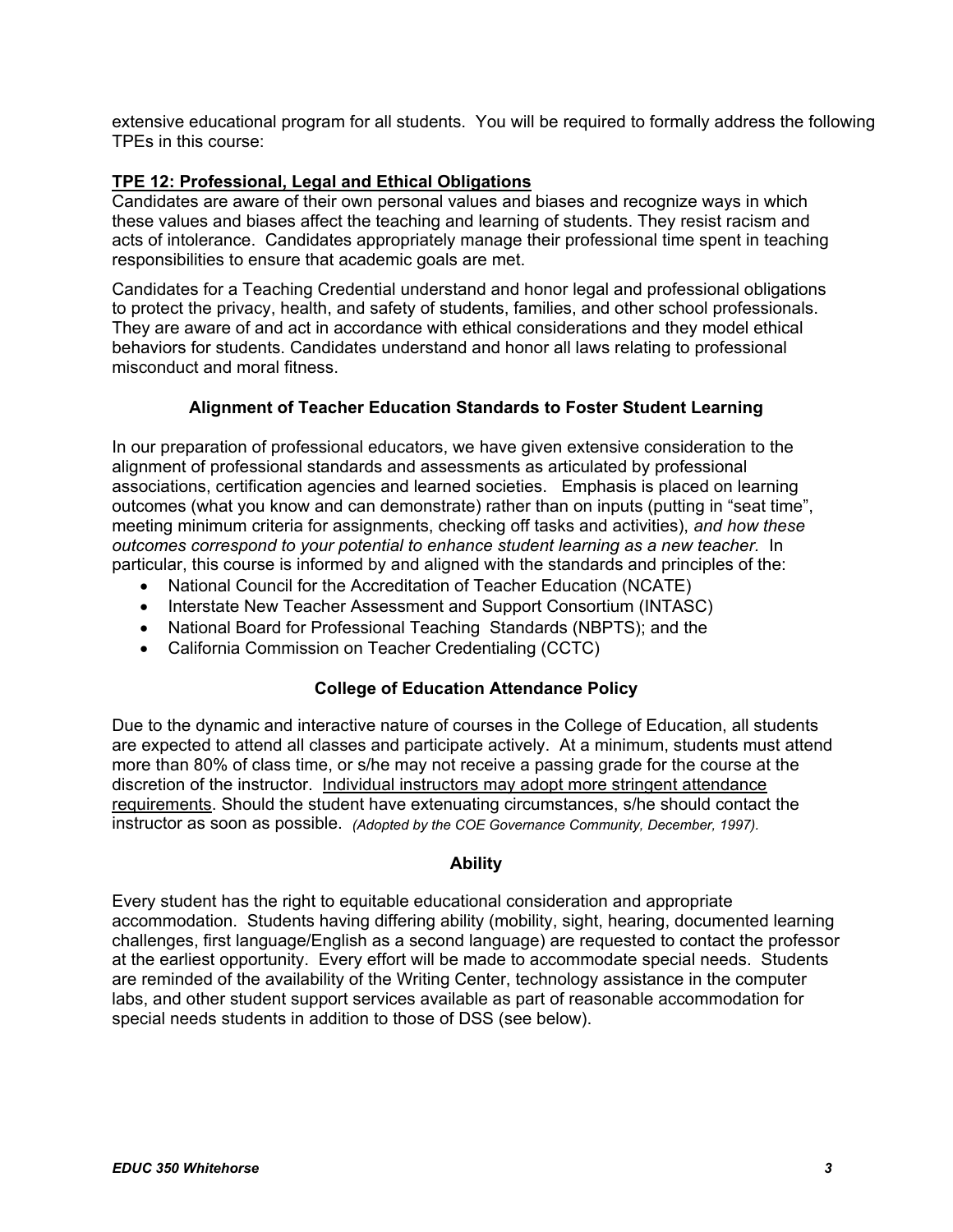extensive educational program for all students. You will be required to formally address the following TPEs in this course:

**TPE 12: Professional, Legal and Ethical Obligations**

Candidates are aware of their own personal values and biases and recognize ways in which these values and biases affect the teaching and learning of students. They resist racism and acts of intolerance. Candidates appropriately manage their professional time spent in teaching responsibilities to ensure that academic goals are met.

Candidates for a Teaching Credential understand and honor legal and professional obligations to protect the privacy, health, and safety of students, families, and other school professionals. They are aware of and act in accordance with ethical considerations and they model ethical behaviors for students. Candidates understand and honor all laws relating to professional misconduct and moral fitness.

### Alignment of Teacher Education Standards to Foster Student Learning

In our preparation of professional educators, we have given extensive consideration to the alignment of professional standards and assessments as articulated by professional associations, certification agencies and learned societies. Emphasis is placed on learning outcomes (what you know and can demonstrate) rather than on inputs (putting in "seat time", meeting minimum criteria for assignments, checking off tasks and activities), *and how these outcomes correspond to your potential to enhance student learning as a new teacher.* In particular, this course is informed by and aligned with the standards and principles of the:

- National Council for the Accreditation of Teacher Education (NCATE)
- Interstate New Teacher Assessment and Support Consortium (INTASC)
- National Board for Professional Teaching Standards (NBPTS); and the
- California Commission on Teacher Credentialing (CCTC)

### College of Education Attendance Policy

Due to the dynamic and interactive nature of courses in the College of Education, all students are expected to attend all classes and participate actively. At a minimum, students must attend more than 80% of class time, or s/he may not receive a passing grade for the course at the discretion of the instructor. Individual instructors may adopt more stringent attendance requirements. Should the student have extenuating circumstances, s/he should contact the instructor as soon as possible. *(Adopted by the COE Governance Community, December, 1997).*

### Ability

Every student has the right to equitable educational consideration and appropriate accommodation. Students having differing ability (mobility, sight, hearing, documented learning challenges, first language/English as a second language) are requested to contact the professor at the earliest opportunity. Every effort will be made to accommodate special needs. Students are reminded of the availability of the Writing Center, technology assistance in the computer labs, and other student support services available as part of reasonable accommodation for special needs students in addition to those of DSS (see below).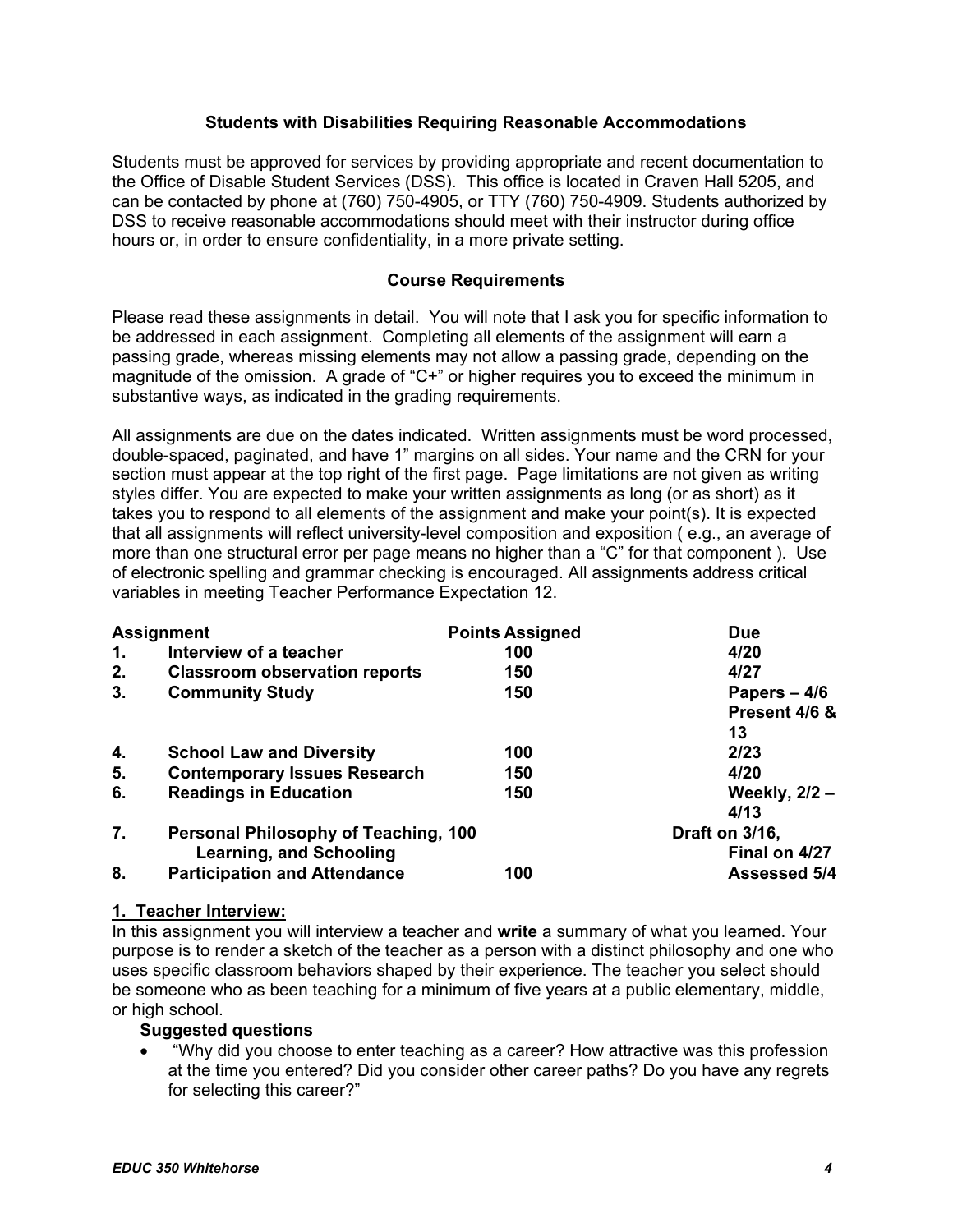### Students with Disabilities Requiring Reasonable Accommodations

Students must be approved for services by providing appropriate and recent documentation to the Office of Disable Student Services (DSS). This office is located in Craven Hall 5205, and can be contacted by phone at (760) 750-4905, or TTY (760) 750-4909. Students authorized by DSS to receive reasonable accommodations should meet with their instructor during office hours or, in order to ensure confidentiality, in a more private setting.

### Course Requirements

Please read these assignments in detail. You will note that I ask you for specific information to be addressed in each assignment. Completing all elements of the assignment will earn a passing grade, whereas missing elements may not allow a passing grade, depending on the magnitude of the omission. A grade of "C+" or higher requires you to exceed the minimum in substantive ways, as indicated in the grading requirements.

All assignments are due on the dates indicated. Written assignments must be word processed, double-spaced, paginated, and have 1" margins on all sides. Your name and the CRN for your section must appear at the top right of the first page. Page limitations are not given as writing styles differ. You are expected to make your written assignments as long (or as short) as it takes you to respond to all elements of the assignment and make your point(s). It is expected that all assignments will reflect university-level composition and exposition ( e.g., an average of more than one structural error per page means no higher than a "C" for that component ). Use of electronic spelling and grammar checking is encouraged. All assignments address critical variables in meeting Teacher Performance Expectation 12.

| | Assignment | Points Assigned | Due |
|---|---|---|---|
| 1. | **Interview of a teacher** | **100** | **4/20** |
| 2. | **Classroom observation reports** | **150** | **4/27** |
| 3. | **Community Study** | **150** | **Papers – 4/6 Present 4/6 & 13** |
| 4. | **School Law and Diversity** | **100** | **2/23** |
| 5. | **Contemporary Issues Research** | **150** | **4/20** |
| 6. | **Readings in Education** | **150** | **Weekly, 2/2 – 4/13** |
| 7. | **Personal Philosophy of Teaching, Learning, and Schooling** | **100** | **Draft on 3/16, Final on 4/27** |
| 8. | **Participation and Attendance** | **100** | **Assessed 5/4** |

**1. Teacher Interview:**

In this assignment you will interview a teacher and **write** a summary of what you learned. Your purpose is to render a sketch of the teacher as a person with a distinct philosophy and one who uses specific classroom behaviors shaped by their experience. The teacher you select should be someone who as been teaching for a minimum of five years at a public elementary, middle, or high school.

**Suggested questions**

- "Why did you choose to enter teaching as a career? How attractive was this profession at the time you entered? Did you consider other career paths? Do you have any regrets for selecting this career?"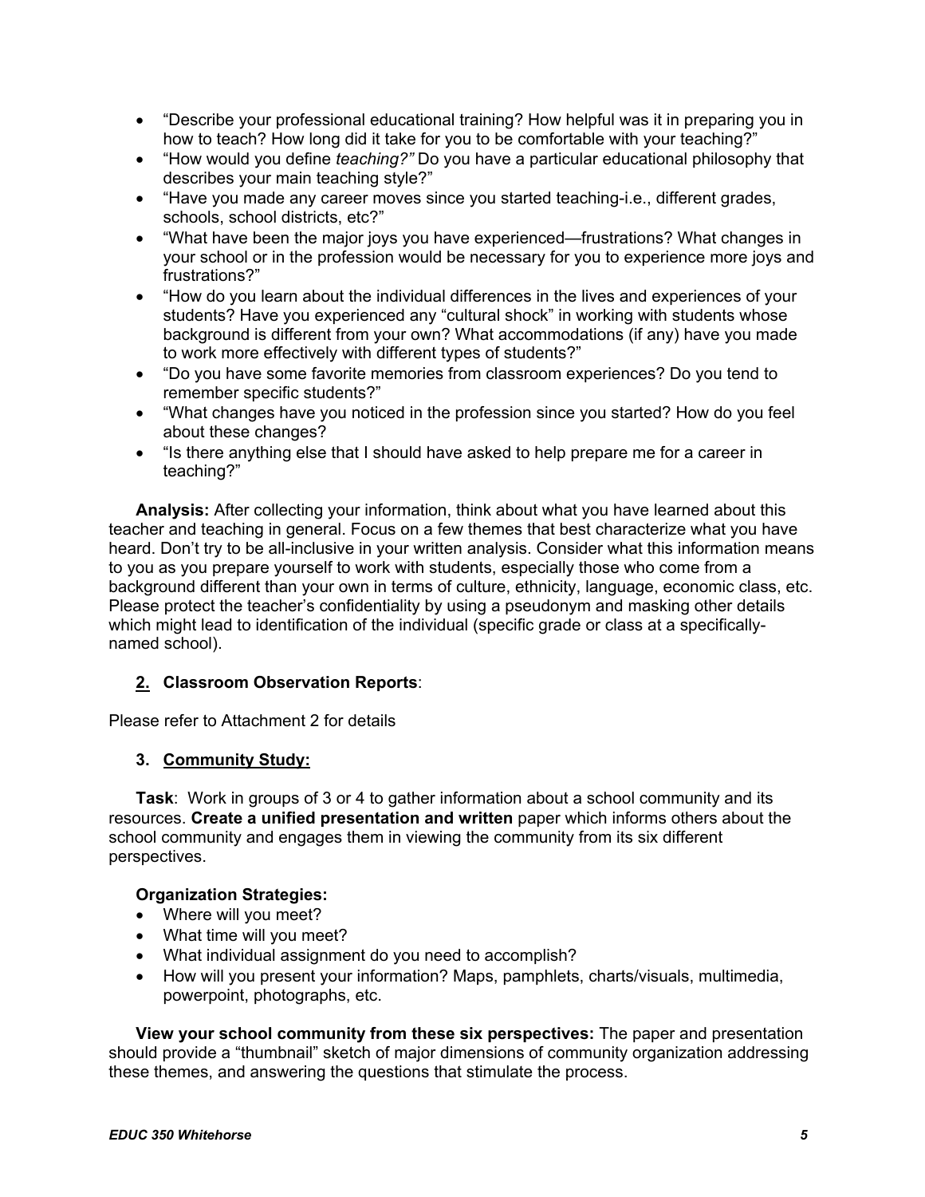- "Describe your professional educational training? How helpful was it in preparing you in how to teach? How long did it take for you to be comfortable with your teaching?"
- "How would you define *teaching?"* Do you have a particular educational philosophy that describes your main teaching style?"
- "Have you made any career moves since you started teaching-i.e., different grades, schools, school districts, etc?"
- "What have been the major joys you have experienced—frustrations? What changes in your school or in the profession would be necessary for you to experience more joys and frustrations?"
- "How do you learn about the individual differences in the lives and experiences of your students? Have you experienced any "cultural shock" in working with students whose background is different from your own? What accommodations (if any) have you made to work more effectively with different types of students?"
- "Do you have some favorite memories from classroom experiences? Do you tend to remember specific students?"
- "What changes have you noticed in the profession since you started? How do you feel about these changes?
- "Is there anything else that I should have asked to help prepare me for a career in teaching?"

**Analysis:** After collecting your information, think about what you have learned about this teacher and teaching in general. Focus on a few themes that best characterize what you have heard. Don't try to be all-inclusive in your written analysis. Consider what this information means to you as you prepare yourself to work with students, especially those who come from a background different than your own in terms of culture, ethnicity, language, economic class, etc. Please protect the teacher's confidentiality by using a pseudonym and masking other details which might lead to identification of the individual (specific grade or class at a specifically-named school).

### <u>2.</u> Classroom Observation Reports:

Please refer to Attachment 2 for details

### 3. <u>Community Study:</u>

**Task**: Work in groups of 3 or 4 to gather information about a school community and its resources. **Create a unified presentation and written** paper which informs others about the school community and engages them in viewing the community from its six different perspectives.

**Organization Strategies:**

- Where will you meet?
- What time will you meet?
- What individual assignment do you need to accomplish?
- How will you present your information? Maps, pamphlets, charts/visuals, multimedia, powerpoint, photographs, etc.

**View your school community from these six perspectives:** The paper and presentation should provide a "thumbnail" sketch of major dimensions of community organization addressing these themes, and answering the questions that stimulate the process.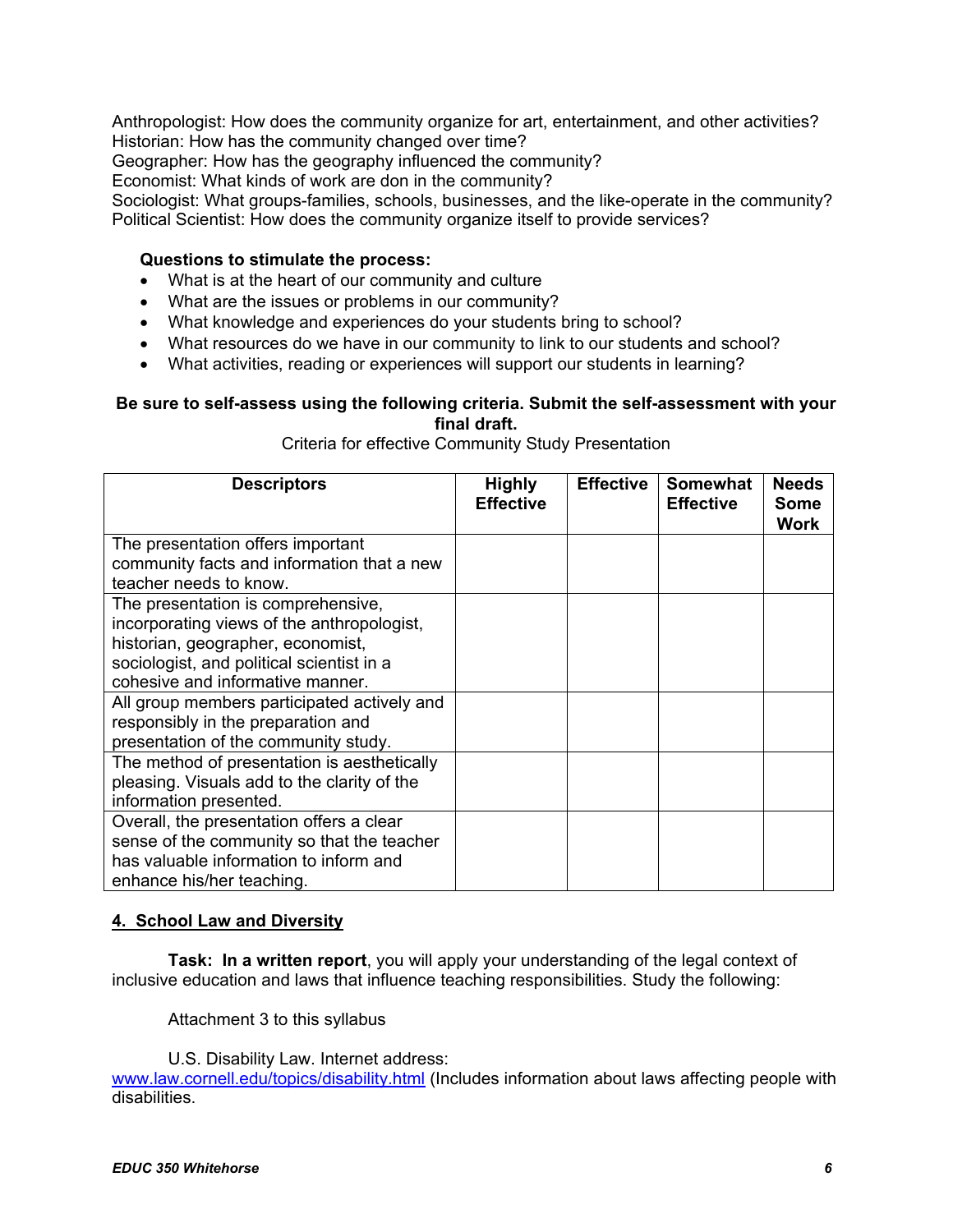Anthropologist: How does the community organize for art, entertainment, and other activities?
Historian: How has the community changed over time?
Geographer: How has the geography influenced the community?
Economist: What kinds of work are don in the community?
Sociologist: What groups-families, schools, businesses, and the like-operate in the community?
Political Scientist: How does the community organize itself to provide services?

**Questions to stimulate the process:**

- What is at the heart of our community and culture
- What are the issues or problems in our community?
- What knowledge and experiences do your students bring to school?
- What resources do we have in our community to link to our students and school?
- What activities, reading or experiences will support our students in learning?

**Be sure to self-assess using the following criteria. Submit the self-assessment with your final draft.**

Criteria for effective Community Study Presentation

| Descriptors | Highly Effective | Effective | Somewhat Effective | Needs Some Work |
|---|---|---|---|---|
| The presentation offers important community facts and information that a new teacher needs to know. | | | | |
| The presentation is comprehensive, incorporating views of the anthropologist, historian, geographer, economist, sociologist, and political scientist in a cohesive and informative manner. | | | | |
| All group members participated actively and responsibly in the preparation and presentation of the community study. | | | | |
| The method of presentation is aesthetically pleasing. Visuals add to the clarity of the information presented. | | | | |
| Overall, the presentation offers a clear sense of the community so that the teacher has valuable information to inform and enhance his/her teaching. | | | | |

## 4. School Law and Diversity

**Task: In a written report**, you will apply your understanding of the legal context of inclusive education and laws that influence teaching responsibilities. Study the following:

Attachment 3 to this syllabus

U.S. Disability Law. Internet address:
www.law.cornell.edu/topics/disability.html (Includes information about laws affecting people with disabilities.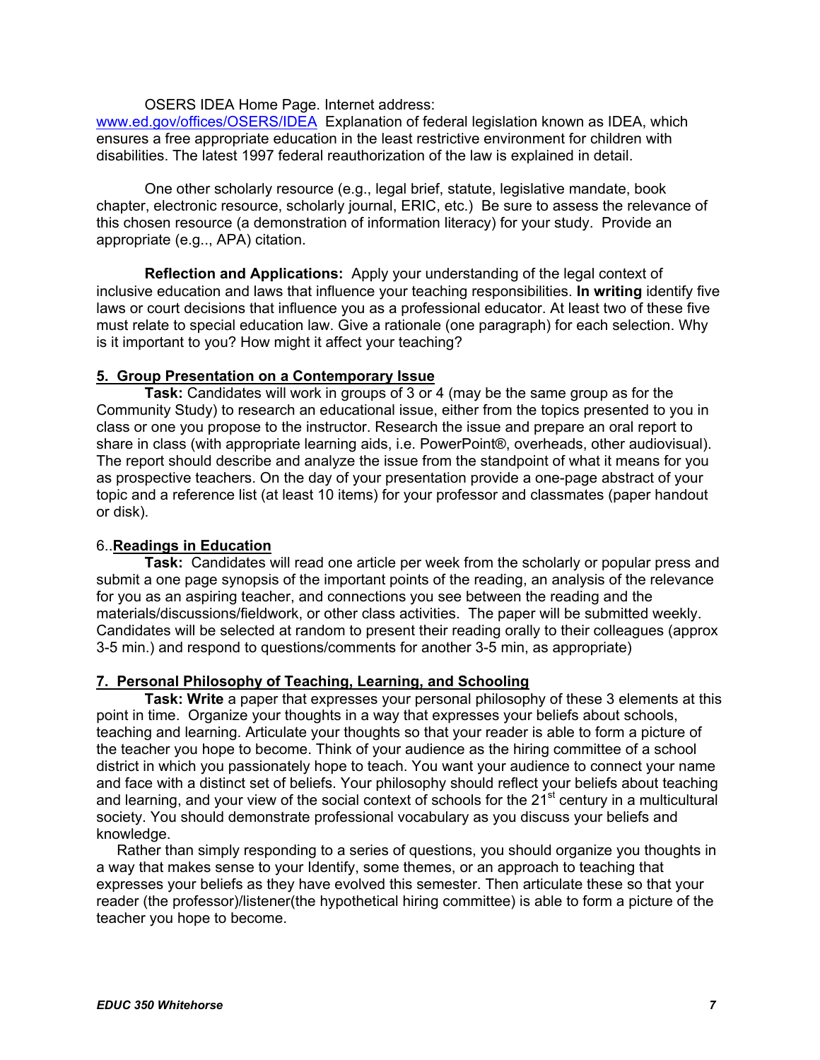OSERS IDEA Home Page. Internet address: www.ed.gov/offices/OSERS/IDEA Explanation of federal legislation known as IDEA, which ensures a free appropriate education in the least restrictive environment for children with disabilities. The latest 1997 federal reauthorization of the law is explained in detail.

One other scholarly resource (e.g., legal brief, statute, legislative mandate, book chapter, electronic resource, scholarly journal, ERIC, etc.) Be sure to assess the relevance of this chosen resource (a demonstration of information literacy) for your study. Provide an appropriate (e.g.., APA) citation.

**Reflection and Applications:** Apply your understanding of the legal context of inclusive education and laws that influence your teaching responsibilities. **In writing** identify five laws or court decisions that influence you as a professional educator. At least two of these five must relate to special education law. Give a rationale (one paragraph) for each selection. Why is it important to you? How might it affect your teaching?

### 5. Group Presentation on a Contemporary Issue

**Task:** Candidates will work in groups of 3 or 4 (may be the same group as for the Community Study) to research an educational issue, either from the topics presented to you in class or one you propose to the instructor. Research the issue and prepare an oral report to share in class (with appropriate learning aids, i.e. PowerPoint®, overheads, other audiovisual). The report should describe and analyze the issue from the standpoint of what it means for you as prospective teachers. On the day of your presentation provide a one-page abstract of your topic and a reference list (at least 10 items) for your professor and classmates (paper handout or disk).

### 6..Readings in Education

**Task:** Candidates will read one article per week from the scholarly or popular press and submit a one page synopsis of the important points of the reading, an analysis of the relevance for you as an aspiring teacher, and connections you see between the reading and the materials/discussions/fieldwork, or other class activities. The paper will be submitted weekly. Candidates will be selected at random to present their reading orally to their colleagues (approx 3-5 min.) and respond to questions/comments for another 3-5 min, as appropriate)

### 7. Personal Philosophy of Teaching, Learning, and Schooling

**Task: Write** a paper that expresses your personal philosophy of these 3 elements at this point in time. Organize your thoughts in a way that expresses your beliefs about schools, teaching and learning. Articulate your thoughts so that your reader is able to form a picture of the teacher you hope to become. Think of your audience as the hiring committee of a school district in which you passionately hope to teach. You want your audience to connect your name and face with a distinct set of beliefs. Your philosophy should reflect your beliefs about teaching and learning, and your view of the social context of schools for the 21st century in a multicultural society. You should demonstrate professional vocabulary as you discuss your beliefs and knowledge.

Rather than simply responding to a series of questions, you should organize you thoughts in a way that makes sense to your Identify, some themes, or an approach to teaching that expresses your beliefs as they have evolved this semester. Then articulate these so that your reader (the professor)/listener(the hypothetical hiring committee) is able to form a picture of the teacher you hope to become.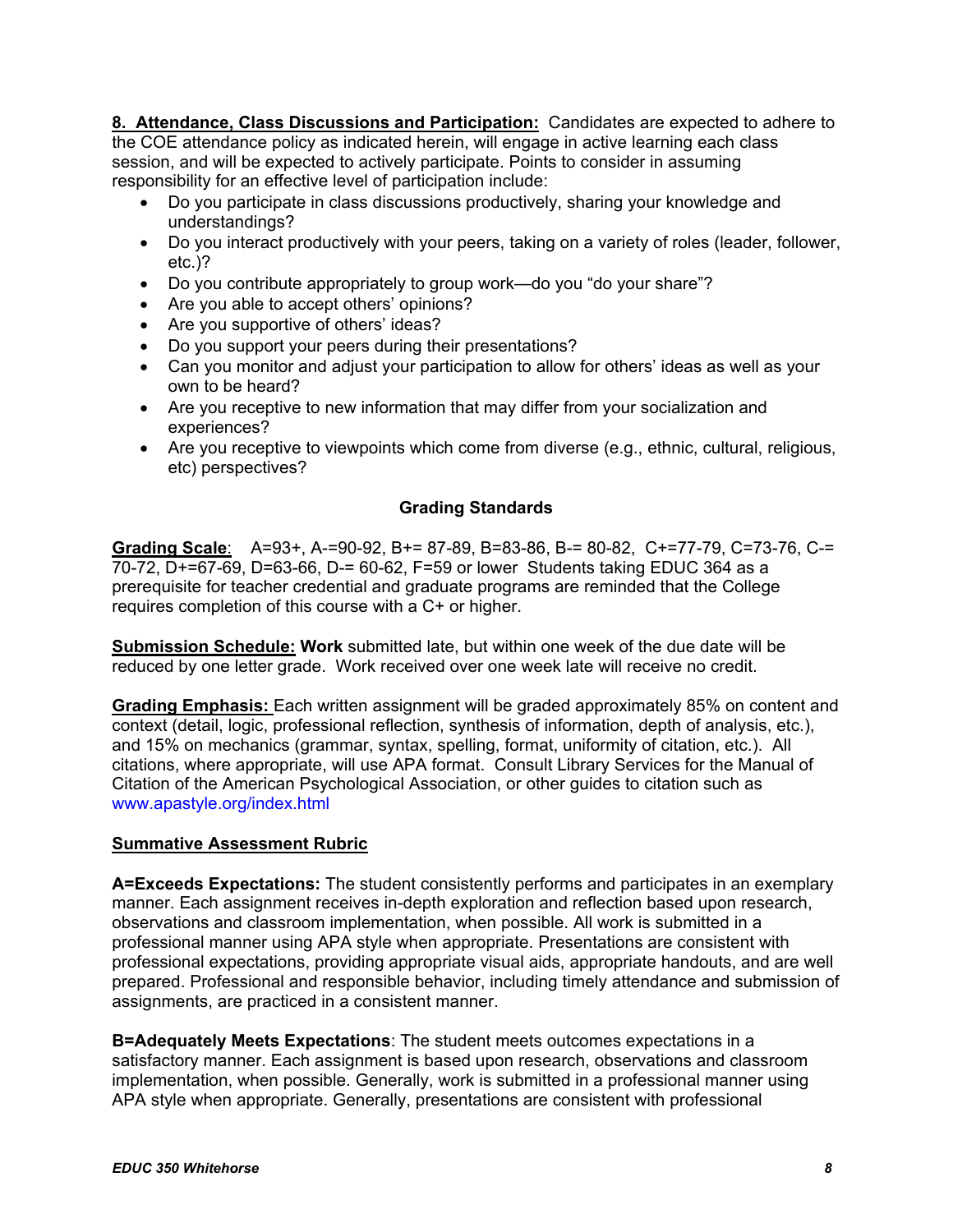**8. Attendance, Class Discussions and Participation:** Candidates are expected to adhere to the COE attendance policy as indicated herein, will engage in active learning each class session, and will be expected to actively participate. Points to consider in assuming responsibility for an effective level of participation include:

- Do you participate in class discussions productively, sharing your knowledge and understandings?
- Do you interact productively with your peers, taking on a variety of roles (leader, follower, etc.)?
- Do you contribute appropriately to group work—do you "do your share"?
- Are you able to accept others' opinions?
- Are you supportive of others' ideas?
- Do you support your peers during their presentations?
- Can you monitor and adjust your participation to allow for others' ideas as well as your own to be heard?
- Are you receptive to new information that may differ from your socialization and experiences?
- Are you receptive to viewpoints which come from diverse (e.g., ethnic, cultural, religious, etc) perspectives?

## Grading Standards

**Grading Scale**: A=93+, A-=90-92, B+= 87-89, B=83-86, B-= 80-82, C+=77-79, C=73-76, C-= 70-72, D+=67-69, D=63-66, D-= 60-62, F=59 or lower Students taking EDUC 364 as a prerequisite for teacher credential and graduate programs are reminded that the College requires completion of this course with a C+ or higher.

**Submission Schedule: Work** submitted late, but within one week of the due date will be reduced by one letter grade. Work received over one week late will receive no credit.

**Grading Emphasis:** Each written assignment will be graded approximately 85% on content and context (detail, logic, professional reflection, synthesis of information, depth of analysis, etc.), and 15% on mechanics (grammar, syntax, spelling, format, uniformity of citation, etc.). All citations, where appropriate, will use APA format. Consult Library Services for the Manual of Citation of the American Psychological Association, or other guides to citation such as www.apastyle.org/index.html

**Summative Assessment Rubric**

**A=Exceeds Expectations:** The student consistently performs and participates in an exemplary manner. Each assignment receives in-depth exploration and reflection based upon research, observations and classroom implementation, when possible. All work is submitted in a professional manner using APA style when appropriate. Presentations are consistent with professional expectations, providing appropriate visual aids, appropriate handouts, and are well prepared. Professional and responsible behavior, including timely attendance and submission of assignments, are practiced in a consistent manner.

**B=Adequately Meets Expectations**: The student meets outcomes expectations in a satisfactory manner. Each assignment is based upon research, observations and classroom implementation, when possible. Generally, work is submitted in a professional manner using APA style when appropriate. Generally, presentations are consistent with professional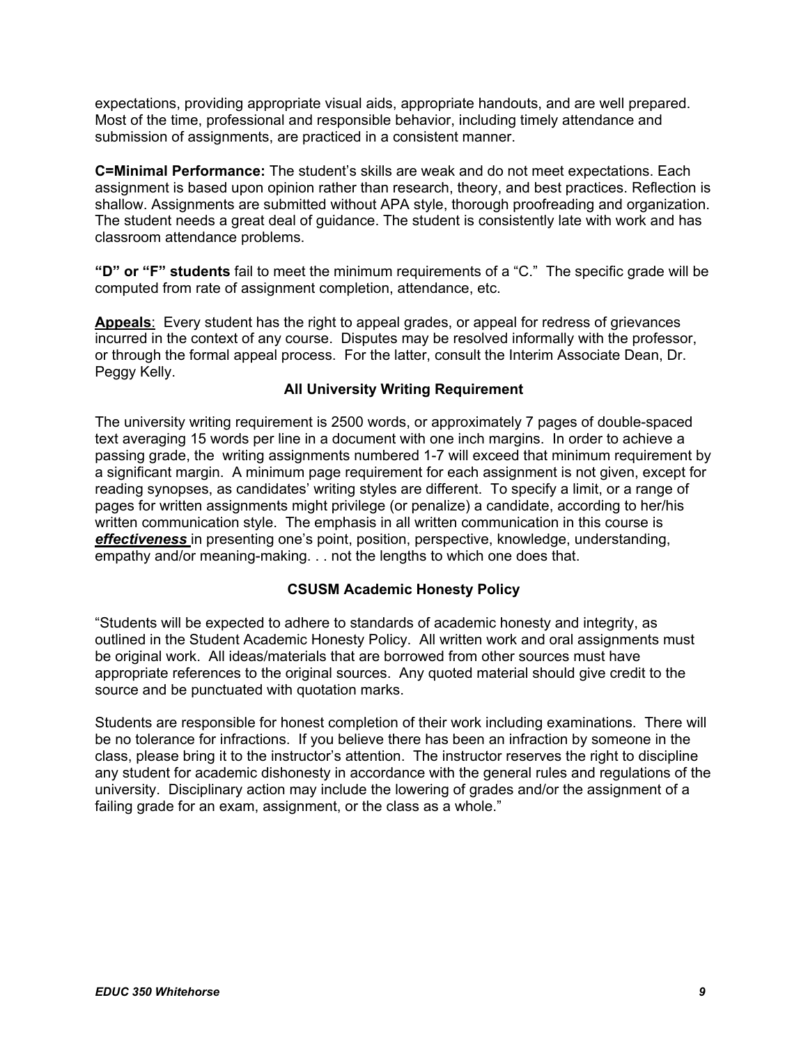expectations, providing appropriate visual aids, appropriate handouts, and are well prepared. Most of the time, professional and responsible behavior, including timely attendance and submission of assignments, are practiced in a consistent manner.

**C=Minimal Performance:** The student's skills are weak and do not meet expectations. Each assignment is based upon opinion rather than research, theory, and best practices. Reflection is shallow. Assignments are submitted without APA style, thorough proofreading and organization. The student needs a great deal of guidance. The student is consistently late with work and has classroom attendance problems.

**"D" or "F" students** fail to meet the minimum requirements of a "C." The specific grade will be computed from rate of assignment completion, attendance, etc.

**Appeals**: Every student has the right to appeal grades, or appeal for redress of grievances incurred in the context of any course. Disputes may be resolved informally with the professor, or through the formal appeal process. For the latter, consult the Interim Associate Dean, Dr. Peggy Kelly.

### All University Writing Requirement

The university writing requirement is 2500 words, or approximately 7 pages of double-spaced text averaging 15 words per line in a document with one inch margins. In order to achieve a passing grade, the writing assignments numbered 1-7 will exceed that minimum requirement by a significant margin. A minimum page requirement for each assignment is not given, except for reading synopses, as candidates' writing styles are different. To specify a limit, or a range of pages for written assignments might privilege (or penalize) a candidate, according to her/his written communication style. The emphasis in all written communication in this course is ***effectiveness*** in presenting one's point, position, perspective, knowledge, understanding, empathy and/or meaning-making. . . not the lengths to which one does that.

### CSUSM Academic Honesty Policy

"Students will be expected to adhere to standards of academic honesty and integrity, as outlined in the Student Academic Honesty Policy. All written work and oral assignments must be original work. All ideas/materials that are borrowed from other sources must have appropriate references to the original sources. Any quoted material should give credit to the source and be punctuated with quotation marks.

Students are responsible for honest completion of their work including examinations. There will be no tolerance for infractions. If you believe there has been an infraction by someone in the class, please bring it to the instructor's attention. The instructor reserves the right to discipline any student for academic dishonesty in accordance with the general rules and regulations of the university. Disciplinary action may include the lowering of grades and/or the assignment of a failing grade for an exam, assignment, or the class as a whole."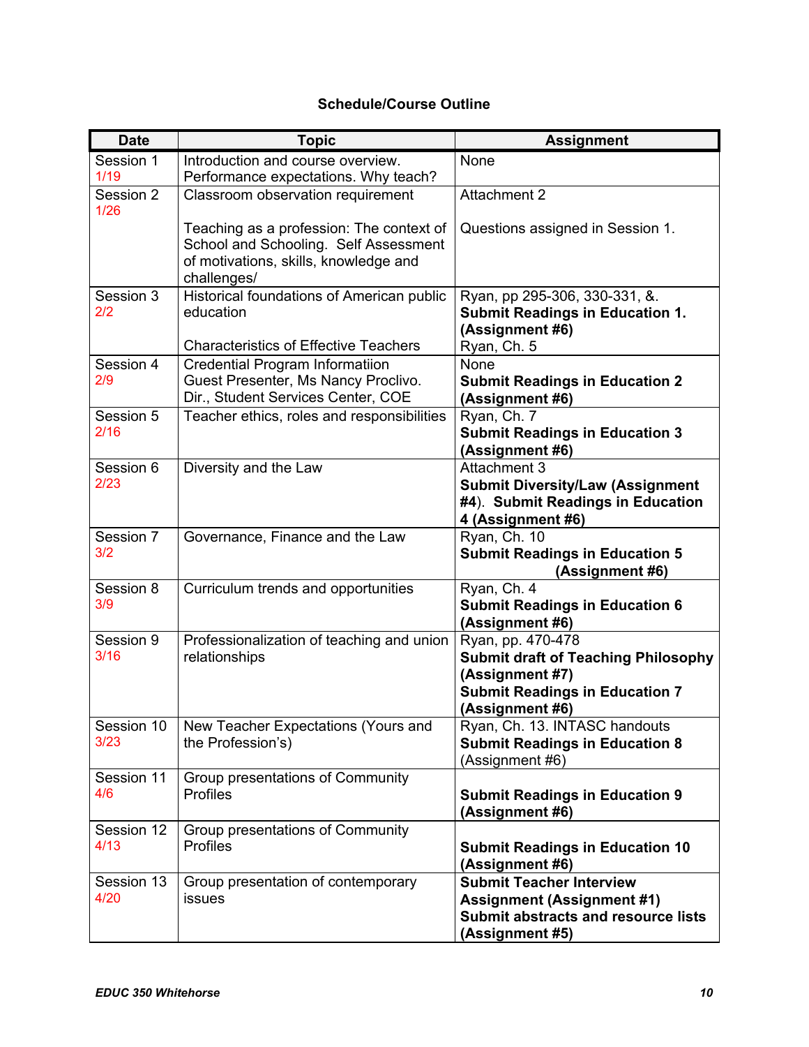### Schedule/Course Outline

| Date | Topic | Assignment |
|---|---|---|
| Session 1 1/19 | Introduction and course overview. Performance expectations. Why teach? | None |
| Session 2 1/26 | Classroom observation requirement<br><br>Teaching as a profession: The context of School and Schooling. Self Assessment of motivations, skills, knowledge and challenges/ | Attachment 2<br><br>Questions assigned in Session 1. |
| Session 3 2/2 | Historical foundations of American public education<br><br>Characteristics of Effective Teachers | Ryan, pp 295-306, 330-331, &. **Submit Readings in Education 1. (Assignment #6)**<br>Ryan, Ch. 5 |
| Session 4 2/9 | Credential Program Informatiion Guest Presenter, Ms Nancy Proclivo. Dir., Student Services Center, COE | None<br>**Submit Readings in Education 2 (Assignment #6)** |
| Session 5 2/16 | Teacher ethics, roles and responsibilities | Ryan, Ch. 7<br>**Submit Readings in Education 3 (Assignment #6)** |
| Session 6 2/23 | Diversity and the Law | Attachment 3<br>**Submit Diversity/Law (Assignment #4**). **Submit Readings in Education 4 (Assignment #6)** |
| Session 7 3/2 | Governance, Finance and the Law | Ryan, Ch. 10<br>**Submit Readings in Education 5 (Assignment #6)** |
| Session 8 3/9 | Curriculum trends and opportunities | Ryan, Ch. 4<br>**Submit Readings in Education 6 (Assignment #6)** |
| Session 9 3/16 | Professionalization of teaching and union relationships | Ryan, pp. 470-478<br>**Submit draft of Teaching Philosophy (Assignment #7)**<br>**Submit Readings in Education 7 (Assignment #6)** |
| Session 10 3/23 | New Teacher Expectations (Yours and the Profession's) | Ryan, Ch. 13. INTASC handouts<br>**Submit Readings in Education 8** (Assignment #6) |
| Session 11 4/6 | Group presentations of Community Profiles | **Submit Readings in Education 9 (Assignment #6)** |
| Session 12 4/13 | Group presentations of Community Profiles | **Submit Readings in Education 10 (Assignment #6)** |
| Session 13 4/20 | Group presentation of contemporary issues | **Submit Teacher Interview Assignment (Assignment #1)**<br>**Submit abstracts and resource lists (Assignment #5)** |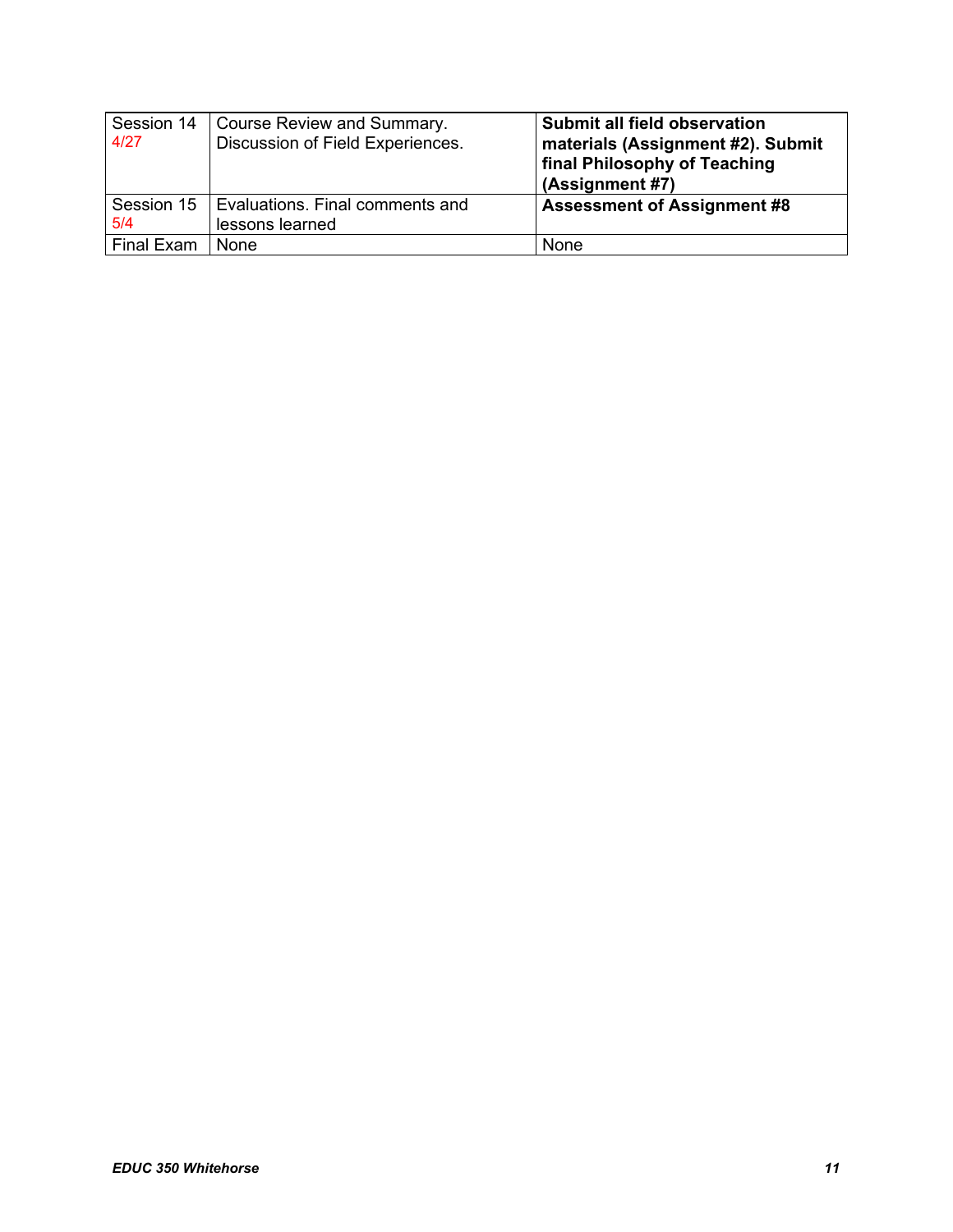| Session 14 4/27 | Course Review and Summary. Discussion of Field Experiences. | **Submit all field observation materials (Assignment #2). Submit final Philosophy of Teaching (Assignment #7)** |
|---|---|---|
| Session 15 5/4 | Evaluations. Final comments and lessons learned | **Assessment of Assignment #8** |
| Final Exam | None | None |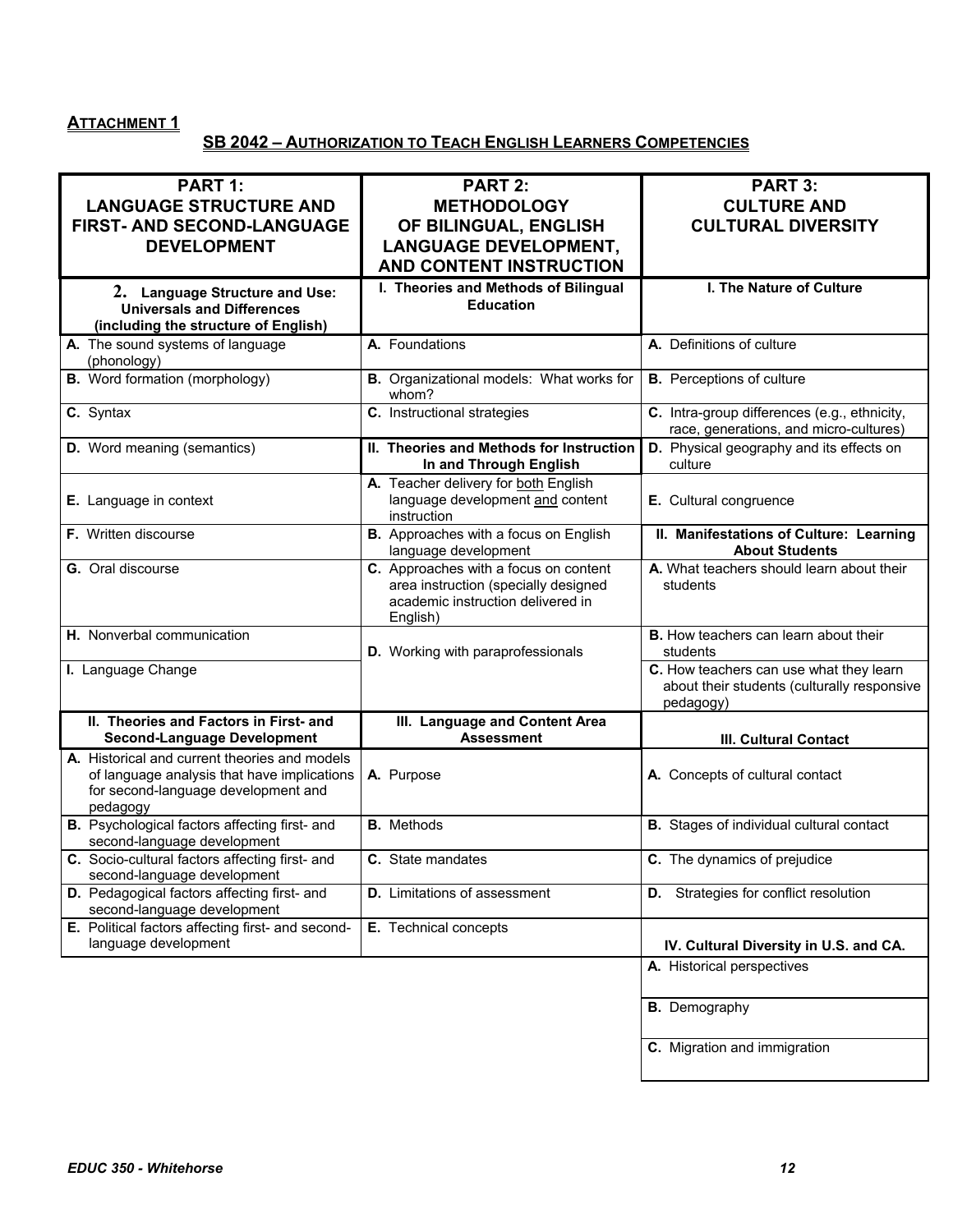**ATTACHMENT 1**

**SB 2042 – AUTHORIZATION TO TEACH ENGLISH LEARNERS COMPETENCIES**

| PART 1: LANGUAGE STRUCTURE AND FIRST- AND SECOND-LANGUAGE DEVELOPMENT | PART 2: METHODOLOGY OF BILINGUAL, ENGLISH LANGUAGE DEVELOPMENT, AND CONTENT INSTRUCTION | PART 3: CULTURE AND CULTURAL DIVERSITY |
|---|---|---|
| **2. Language Structure and Use: Universals and Differences (including the structure of English)** | **I. Theories and Methods of Bilingual Education** | **I. The Nature of Culture** |
| **A.** The sound systems of language (phonology) | **A.** Foundations | **A.** Definitions of culture |
| **B.** Word formation (morphology) | **B.** Organizational models: What works for whom? | **B.** Perceptions of culture |
| **C.** Syntax | **C.** Instructional strategies | **C.** Intra-group differences (e.g., ethnicity, race, generations, and micro-cultures) |
| **D.** Word meaning (semantics) | **II. Theories and Methods for Instruction In and Through English** | **D.** Physical geography and its effects on culture |
| **E.** Language in context | **A.** Teacher delivery for both English language development and content instruction | **E.** Cultural congruence |
| **F.** Written discourse | **B.** Approaches with a focus on English language development | **II. Manifestations of Culture: Learning About Students** |
| **G.** Oral discourse | **C.** Approaches with a focus on content area instruction (specially designed academic instruction delivered in English) | **A.** What teachers should learn about their students |
| **H.** Nonverbal communication | **D.** Working with paraprofessionals | **B.** How teachers can learn about their students |
| **I.** Language Change | | **C.** How teachers can use what they learn about their students (culturally responsive pedagogy) |
| **II. Theories and Factors in First- and Second-Language Development** | **III. Language and Content Area Assessment** | **III. Cultural Contact** |
| **A.** Historical and current theories and models of language analysis that have implications for second-language development and pedagogy | **A.** Purpose | **A.** Concepts of cultural contact |
| **B.** Psychological factors affecting first- and second-language development | **B.** Methods | **B.** Stages of individual cultural contact |
| **C.** Socio-cultural factors affecting first- and second-language development | **C.** State mandates | **C.** The dynamics of prejudice |
| **D.** Pedagogical factors affecting first- and second-language development | **D.** Limitations of assessment | **D.** Strategies for conflict resolution |
| **E.** Political factors affecting first- and second-language development | **E.** Technical concepts | **IV. Cultural Diversity in U.S. and CA.** |
| | | **A.** Historical perspectives |
| | | **B.** Demography |
| | | **C.** Migration and immigration |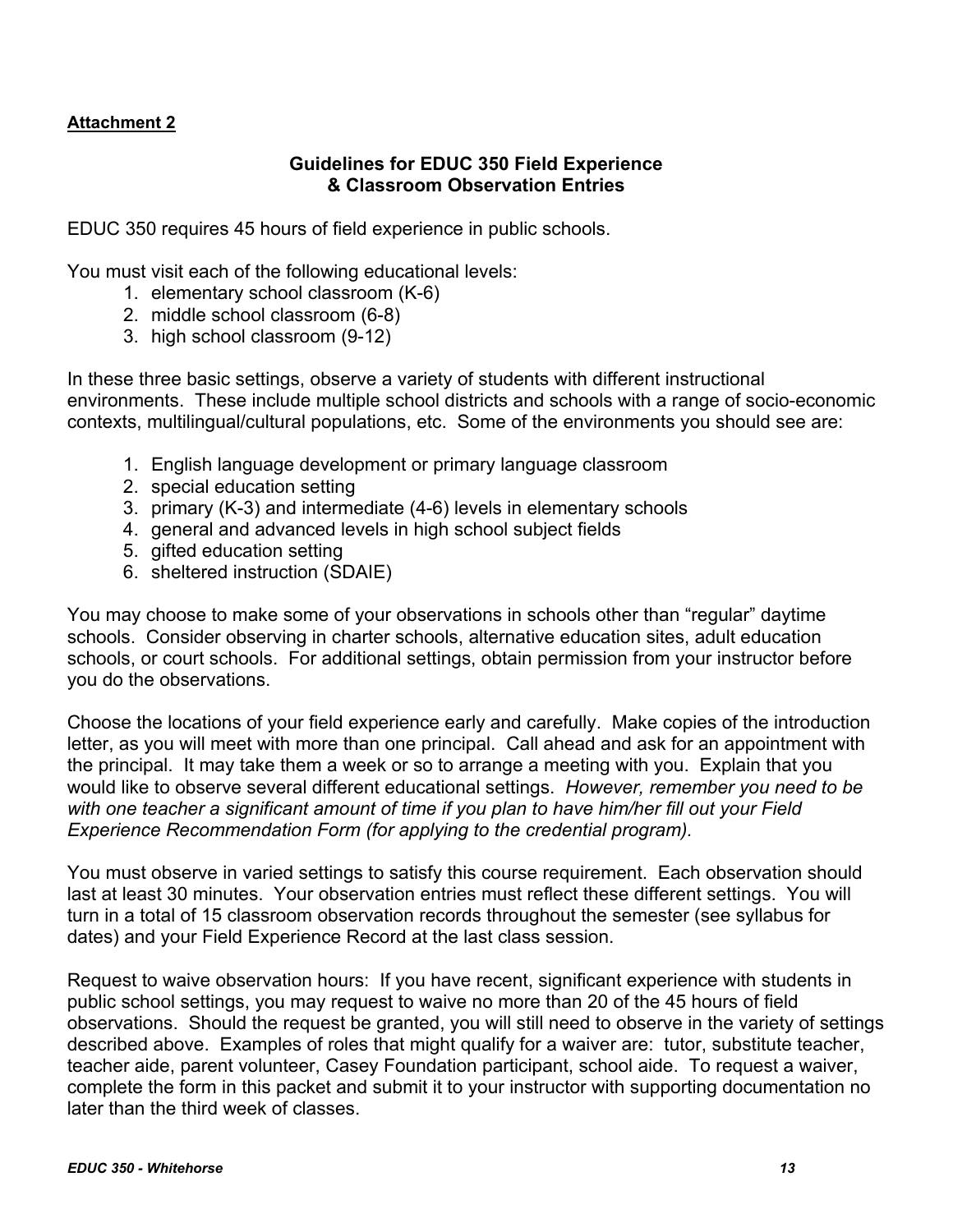**Attachment 2**

## Guidelines for EDUC 350 Field Experience & Classroom Observation Entries

EDUC 350 requires 45 hours of field experience in public schools.

You must visit each of the following educational levels:

1. elementary school classroom (K-6)
2. middle school classroom (6-8)
3. high school classroom (9-12)

In these three basic settings, observe a variety of students with different instructional environments. These include multiple school districts and schools with a range of socio-economic contexts, multilingual/cultural populations, etc. Some of the environments you should see are:

1. English language development or primary language classroom
2. special education setting
3. primary (K-3) and intermediate (4-6) levels in elementary schools
4. general and advanced levels in high school subject fields
5. gifted education setting
6. sheltered instruction (SDAIE)

You may choose to make some of your observations in schools other than "regular" daytime schools. Consider observing in charter schools, alternative education sites, adult education schools, or court schools. For additional settings, obtain permission from your instructor before you do the observations.

Choose the locations of your field experience early and carefully. Make copies of the introduction letter, as you will meet with more than one principal. Call ahead and ask for an appointment with the principal. It may take them a week or so to arrange a meeting with you. Explain that you would like to observe several different educational settings. *However, remember you need to be with one teacher a significant amount of time if you plan to have him/her fill out your Field Experience Recommendation Form (for applying to the credential program).*

You must observe in varied settings to satisfy this course requirement. Each observation should last at least 30 minutes. Your observation entries must reflect these different settings. You will turn in a total of 15 classroom observation records throughout the semester (see syllabus for dates) and your Field Experience Record at the last class session.

Request to waive observation hours: If you have recent, significant experience with students in public school settings, you may request to waive no more than 20 of the 45 hours of field observations. Should the request be granted, you will still need to observe in the variety of settings described above. Examples of roles that might qualify for a waiver are: tutor, substitute teacher, teacher aide, parent volunteer, Casey Foundation participant, school aide. To request a waiver, complete the form in this packet and submit it to your instructor with supporting documentation no later than the third week of classes.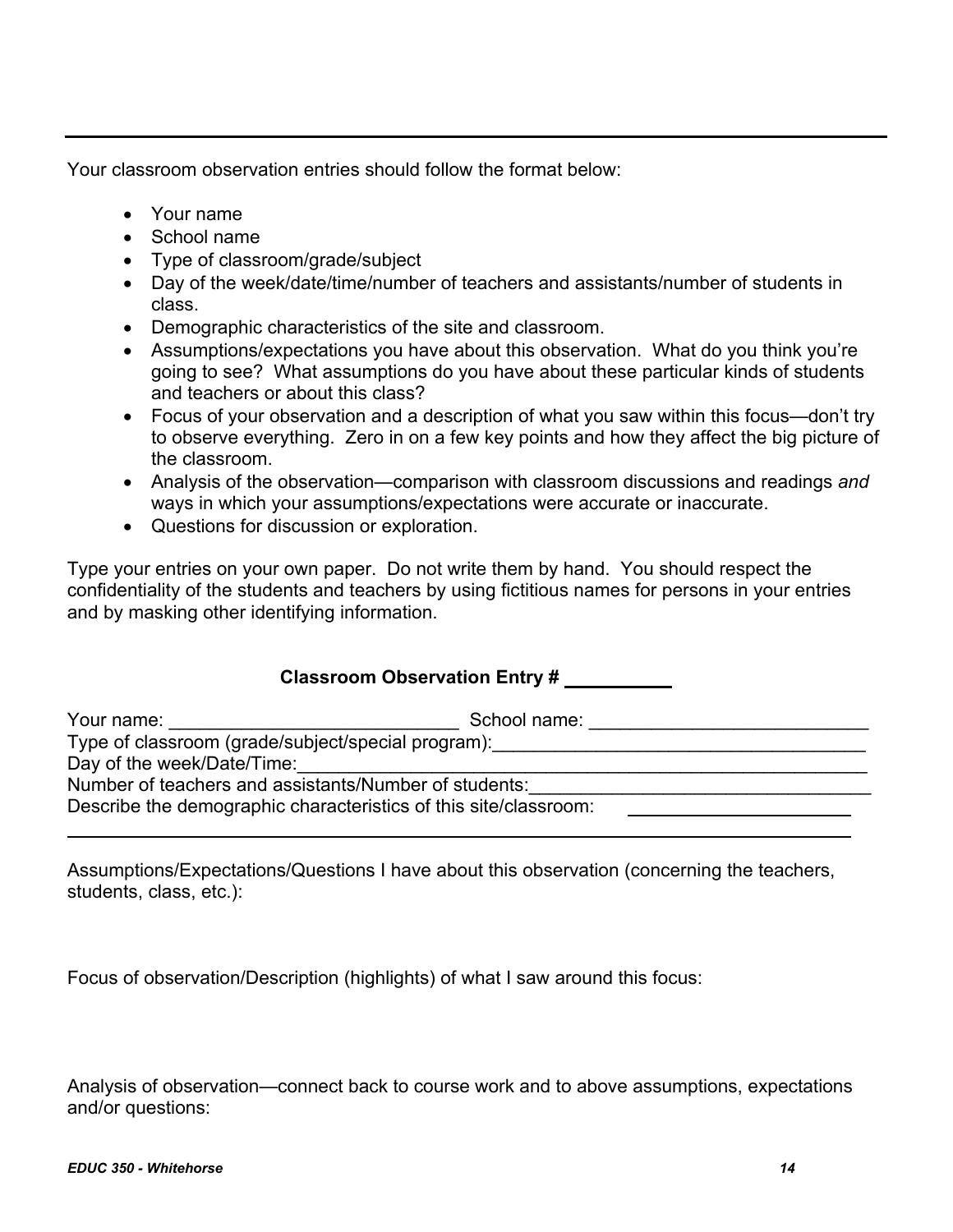---

Your classroom observation entries should follow the format below:

- Your name
- School name
- Type of classroom/grade/subject
- Day of the week/date/time/number of teachers and assistants/number of students in class.
- Demographic characteristics of the site and classroom.
- Assumptions/expectations you have about this observation. What do you think you're going to see? What assumptions do you have about these particular kinds of students and teachers or about this class?
- Focus of your observation and a description of what you saw within this focus—don't try to observe everything. Zero in on a few key points and how they affect the big picture of the classroom.
- Analysis of the observation—comparison with classroom discussions and readings *and* ways in which your assumptions/expectations were accurate or inaccurate.
- Questions for discussion or exploration.

Type your entries on your own paper. Do not write them by hand. You should respect the confidentiality of the students and teachers by using fictitious names for persons in your entries and by masking other identifying information.

**Classroom Observation Entry # __________**

Your name: ____________________________ School name: ___________________________

Type of classroom (grade/subject/special program):____________________________________

Day of the week/Date/Time:________________________________________________________

Number of teachers and assistants/Number of students:_________________________________

Describe the demographic characteristics of this site/classroom: ____________________

___________________________________________________________________________

Assumptions/Expectations/Questions I have about this observation (concerning the teachers, students, class, etc.):

Focus of observation/Description (highlights) of what I saw around this focus:

Analysis of observation—connect back to course work and to above assumptions, expectations and/or questions: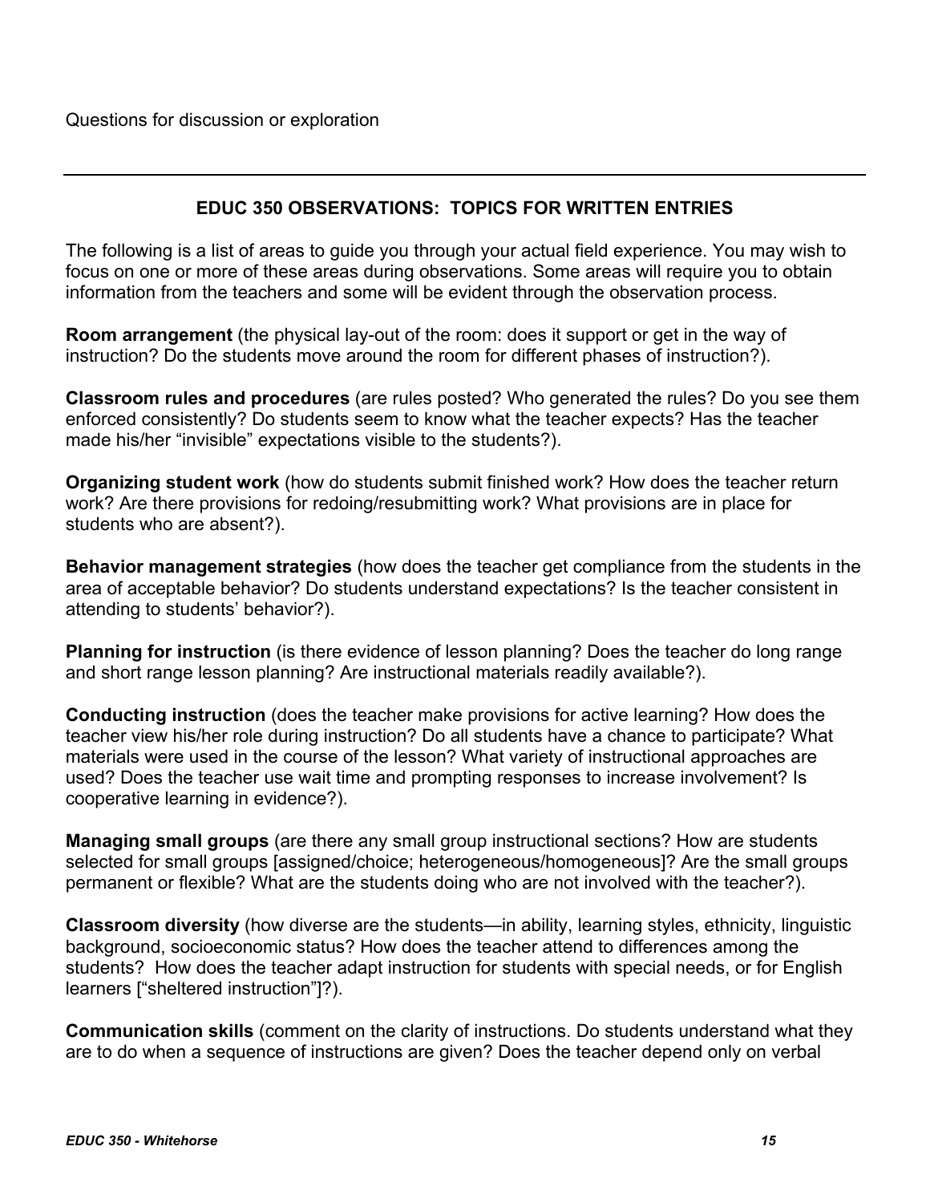Questions for discussion or exploration

---

## EDUC 350 OBSERVATIONS: TOPICS FOR WRITTEN ENTRIES

The following is a list of areas to guide you through your actual field experience. You may wish to focus on one or more of these areas during observations. Some areas will require you to obtain information from the teachers and some will be evident through the observation process.

**Room arrangement** (the physical lay-out of the room: does it support or get in the way of instruction? Do the students move around the room for different phases of instruction?).

**Classroom rules and procedures** (are rules posted? Who generated the rules? Do you see them enforced consistently? Do students seem to know what the teacher expects? Has the teacher made his/her "invisible" expectations visible to the students?).

**Organizing student work** (how do students submit finished work? How does the teacher return work? Are there provisions for redoing/resubmitting work? What provisions are in place for students who are absent?).

**Behavior management strategies** (how does the teacher get compliance from the students in the area of acceptable behavior? Do students understand expectations? Is the teacher consistent in attending to students' behavior?).

**Planning for instruction** (is there evidence of lesson planning? Does the teacher do long range and short range lesson planning? Are instructional materials readily available?).

**Conducting instruction** (does the teacher make provisions for active learning? How does the teacher view his/her role during instruction? Do all students have a chance to participate? What materials were used in the course of the lesson? What variety of instructional approaches are used? Does the teacher use wait time and prompting responses to increase involvement? Is cooperative learning in evidence?).

**Managing small groups** (are there any small group instructional sections? How are students selected for small groups [assigned/choice; heterogeneous/homogeneous]? Are the small groups permanent or flexible? What are the students doing who are not involved with the teacher?).

**Classroom diversity** (how diverse are the students—in ability, learning styles, ethnicity, linguistic background, socioeconomic status? How does the teacher attend to differences among the students? How does the teacher adapt instruction for students with special needs, or for English learners ["sheltered instruction"]?).

**Communication skills** (comment on the clarity of instructions. Do students understand what they are to do when a sequence of instructions are given? Does the teacher depend only on verbal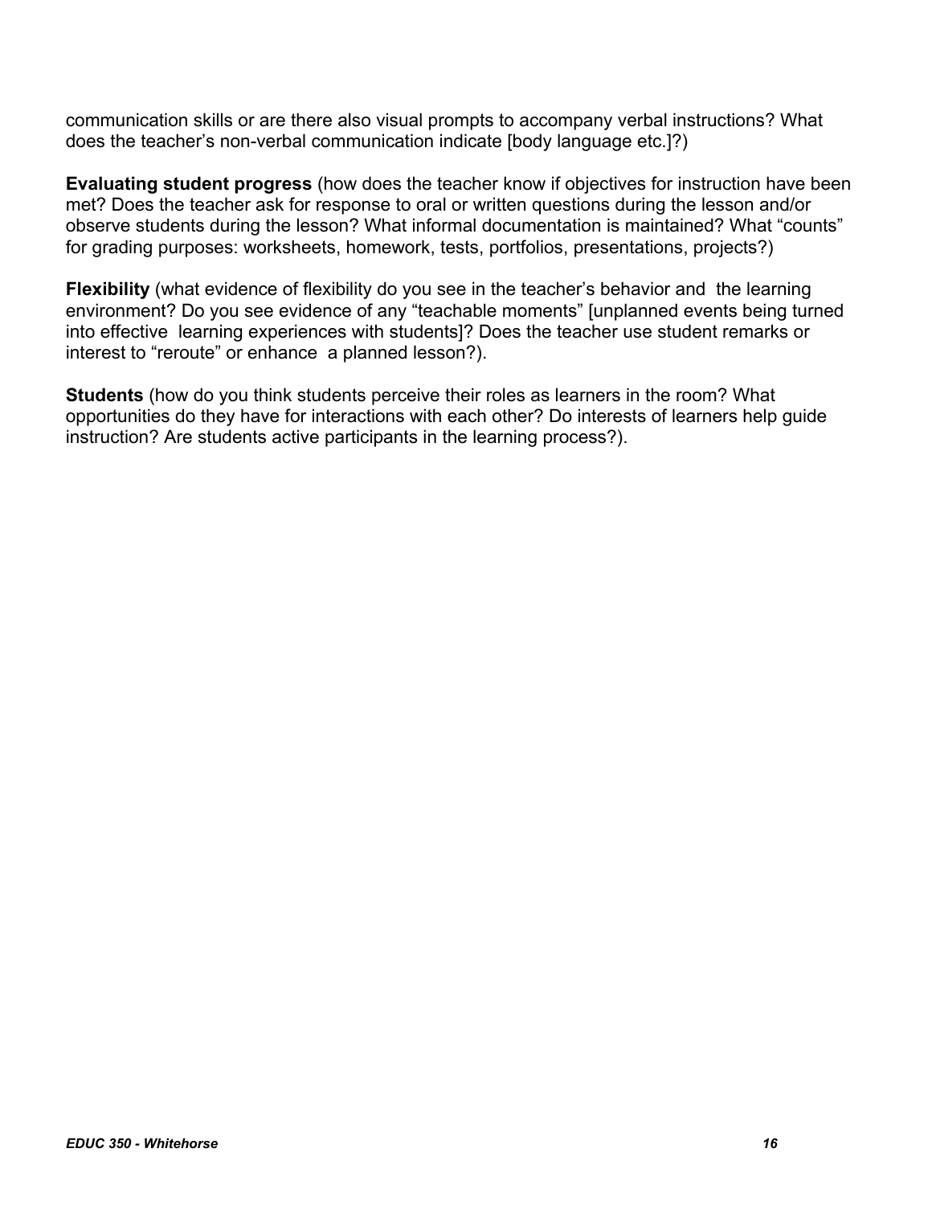communication skills or are there also visual prompts to accompany verbal instructions? What does the teacher's non-verbal communication indicate [body language etc.]?)

**Evaluating student progress** (how does the teacher know if objectives for instruction have been met? Does the teacher ask for response to oral or written questions during the lesson and/or observe students during the lesson? What informal documentation is maintained? What "counts" for grading purposes: worksheets, homework, tests, portfolios, presentations, projects?)

**Flexibility** (what evidence of flexibility do you see in the teacher's behavior and the learning environment? Do you see evidence of any "teachable moments" [unplanned events being turned into effective learning experiences with students]? Does the teacher use student remarks or interest to "reroute" or enhance a planned lesson?).

**Students** (how do you think students perceive their roles as learners in the room? What opportunities do they have for interactions with each other? Do interests of learners help guide instruction? Are students active participants in the learning process?).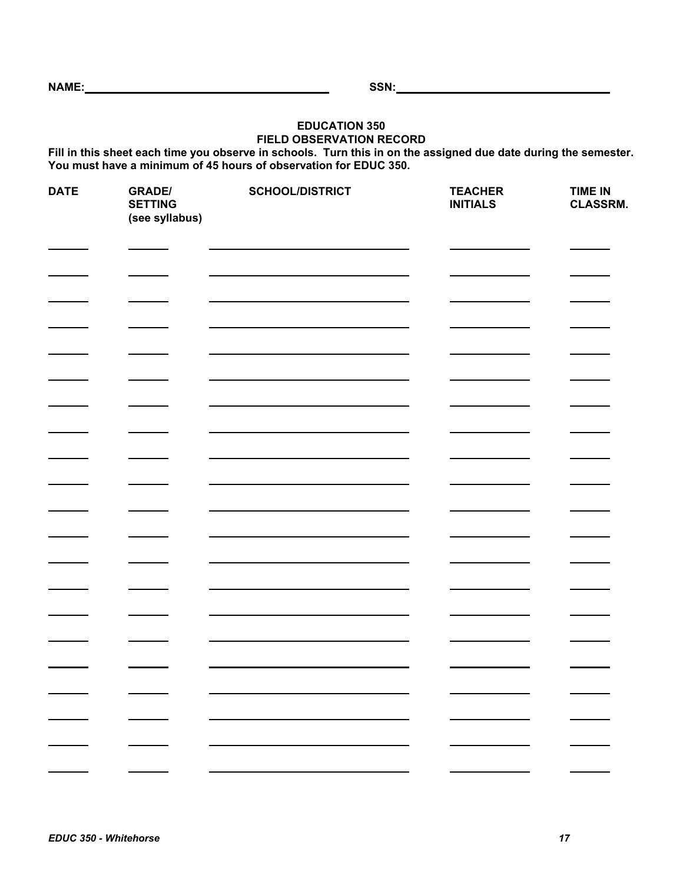NAME:\_\_\_\_\_\_\_\_\_\_\_\_\_\_\_\_\_\_\_\_\_\_\_\_\_\_\_\_\_\_\_\_\_\_\_\_ SSN:\_\_\_\_\_\_\_\_\_\_\_\_\_\_\_\_\_\_\_\_\_\_\_\_\_\_\_\_\_\_\_\_

## EDUCATION 350
## FIELD OBSERVATION RECORD

**Fill in this sheet each time you observe in schools. Turn this in on the assigned due date during the semester. You must have a minimum of 45 hours of observation for EDUC 350.**

| DATE | GRADE/ SETTING (see syllabus) | SCHOOL/DISTRICT | TEACHER INITIALS | TIME IN CLASSRM. |
|---|---|---|---|---|
| | | | | |
| | | | | |
| | | | | |
| | | | | |
| | | | | |
| | | | | |
| | | | | |
| | | | | |
| | | | | |
| | | | | |
| | | | | |
| | | | | |
| | | | | |
| | | | | |
| | | | | |
| | | | | |
| | | | | |
| | | | | |
| | | | | |
| | | | | |
| | | | | |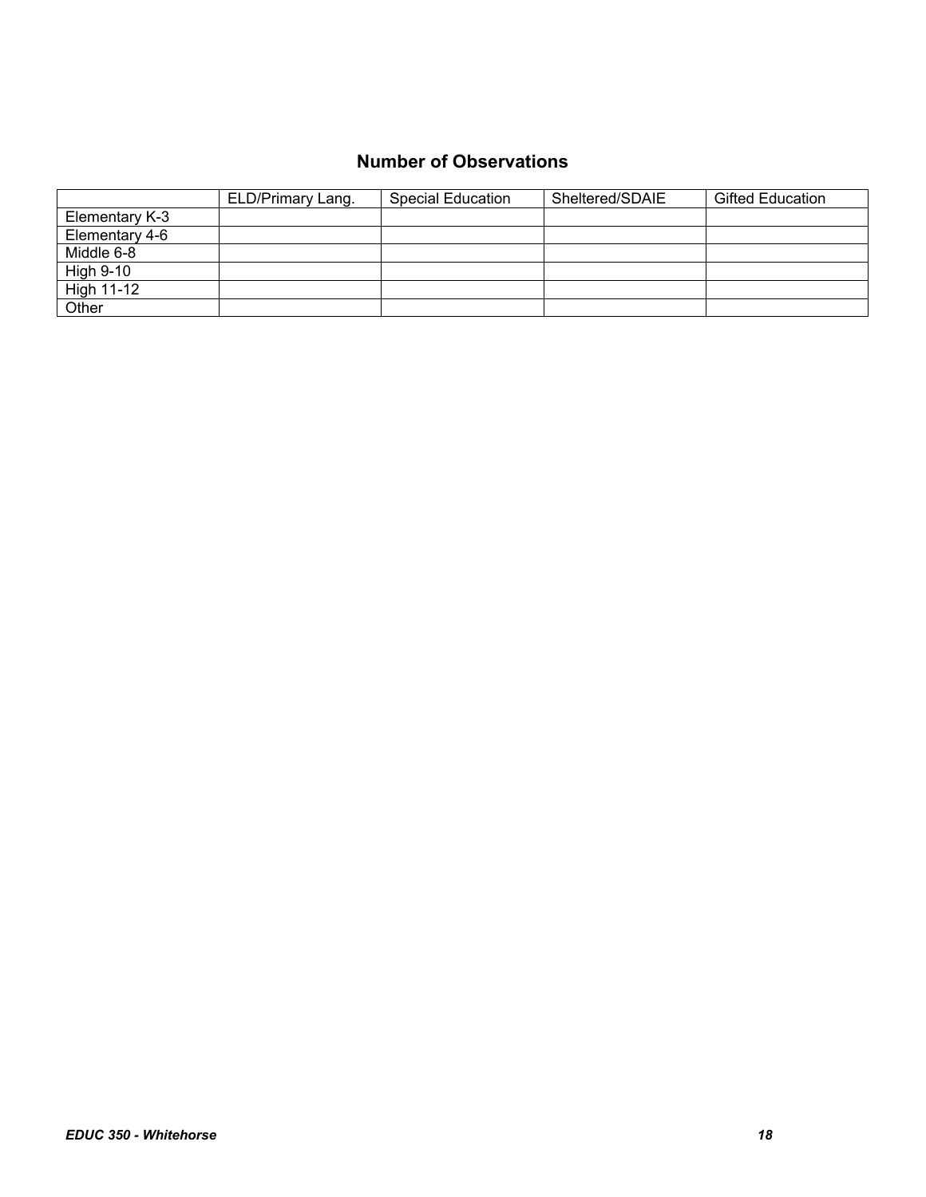## Number of Observations

| | ELD/Primary Lang. | Special Education | Sheltered/SDAIE | Gifted Education |
|---|---|---|---|---|
| Elementary K-3 | | | | |
| Elementary 4-6 | | | | |
| Middle 6-8 | | | | |
| High 9-10 | | | | |
| High 11-12 | | | | |
| Other | | | | |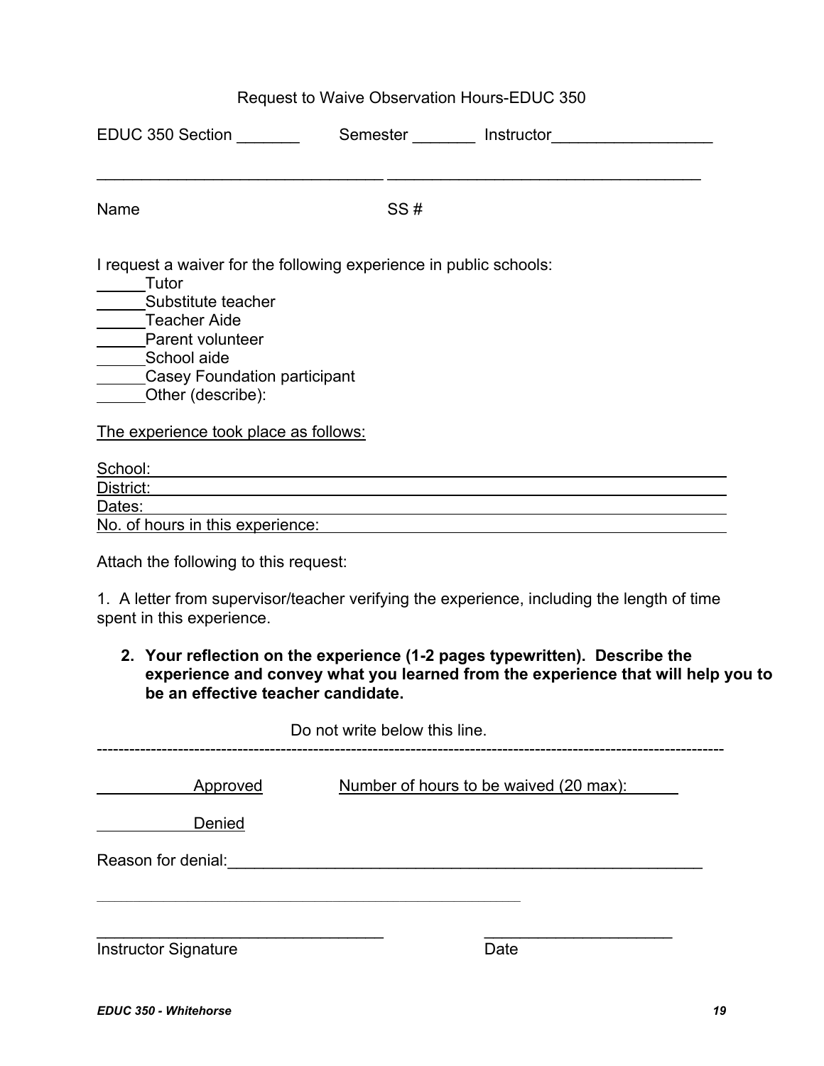# Request to Waive Observation Hours-EDUC 350

EDUC 350 Section _______ Semester _______ Instructor__________________

________________________________ ___________________________________

Name SS #

I request a waiver for the following experience in public schools:

_____Tutor
_____Substitute teacher
_____Teacher Aide
_____Parent volunteer
_____School aide
_____Casey Foundation participant
_____Other (describe):

The experience took place as follows:

School: ____________________________________________
District: ____________________________________________
Dates: ____________________________________________
No. of hours in this experience: ____________________________________________

Attach the following to this request:

1. A letter from supervisor/teacher verifying the experience, including the length of time spent in this experience.

2. **Your reflection on the experience (1-2 pages typewritten). Describe the experience and convey what you learned from the experience that will help you to be an effective teacher candidate.**

Do not write below this line.

---

_____ Approved Number of hours to be waived (20 max): _____

_____ Denied

Reason for denial:_________________________________________________________

_______________________________________________

________________________________ ______________________

Instructor Signature Date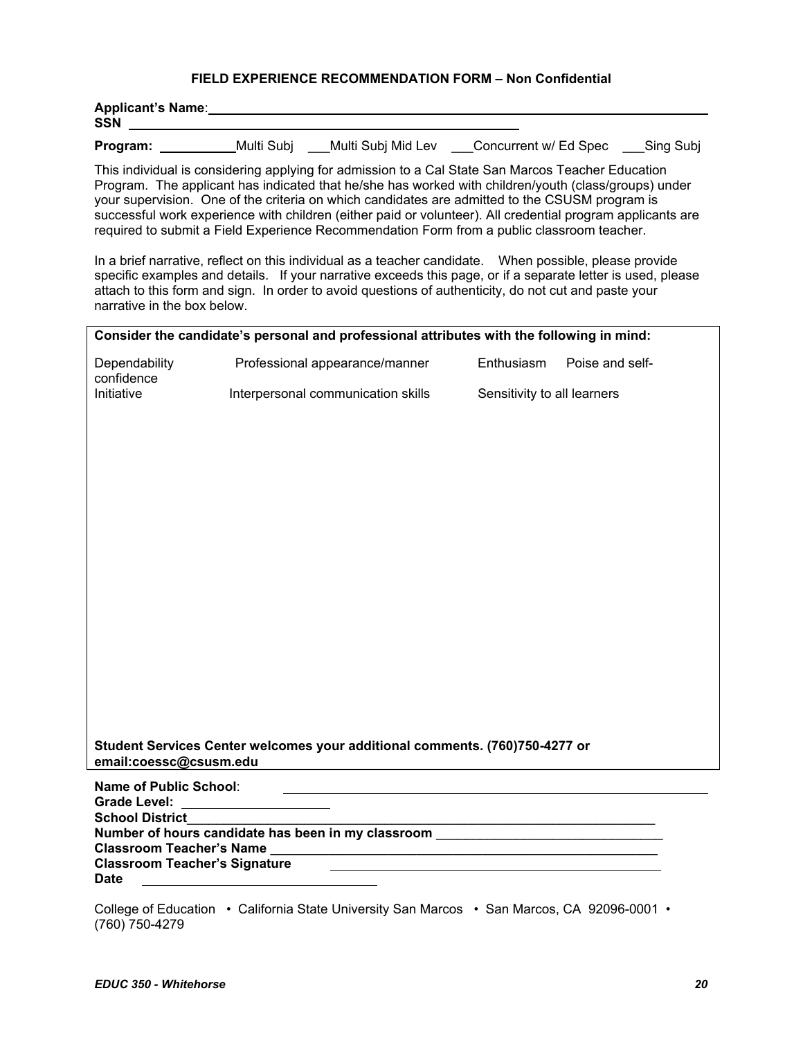**FIELD EXPERIENCE RECOMMENDATION FORM – Non Confidential**

**Applicant's Name**: ________________________________________________

**SSN** ________________________________________________

**Program:** ___________Multi Subj ___Multi Subj Mid Lev ___Concurrent w/ Ed Spec ___Sing Subj

This individual is considering applying for admission to a Cal State San Marcos Teacher Education Program. The applicant has indicated that he/she has worked with children/youth (class/groups) under your supervision. One of the criteria on which candidates are admitted to the CSUSM program is successful work experience with children (either paid or volunteer). All credential program applicants are required to submit a Field Experience Recommendation Form from a public classroom teacher.

In a brief narrative, reflect on this individual as a teacher candidate. When possible, please provide specific examples and details. If your narrative exceeds this page, or if a separate letter is used, please attach to this form and sign. In order to avoid questions of authenticity, do not cut and paste your narrative in the box below.

**Consider the candidate's personal and professional attributes with the following in mind:**

Dependability | Professional appearance/manner | Enthusiasm | Poise and self-confidence

Initiative | Interpersonal communication skills | Sensitivity to all learners

**Student Services Center welcomes your additional comments. (760)750-4277 or email:coessc@csusm.edu**

**Name of Public School**: ________________________________________________

**Grade Level:** ____________________

**School District**________________________________________________

**Number of hours candidate has been in my classroom** ______________________________

**Classroom Teacher's Name** ________________________________________________

**Classroom Teacher's Signature** ________________________________________________

**Date** ______________________________

College of Education • California State University San Marcos • San Marcos, CA 92096-0001 • (760) 750-4279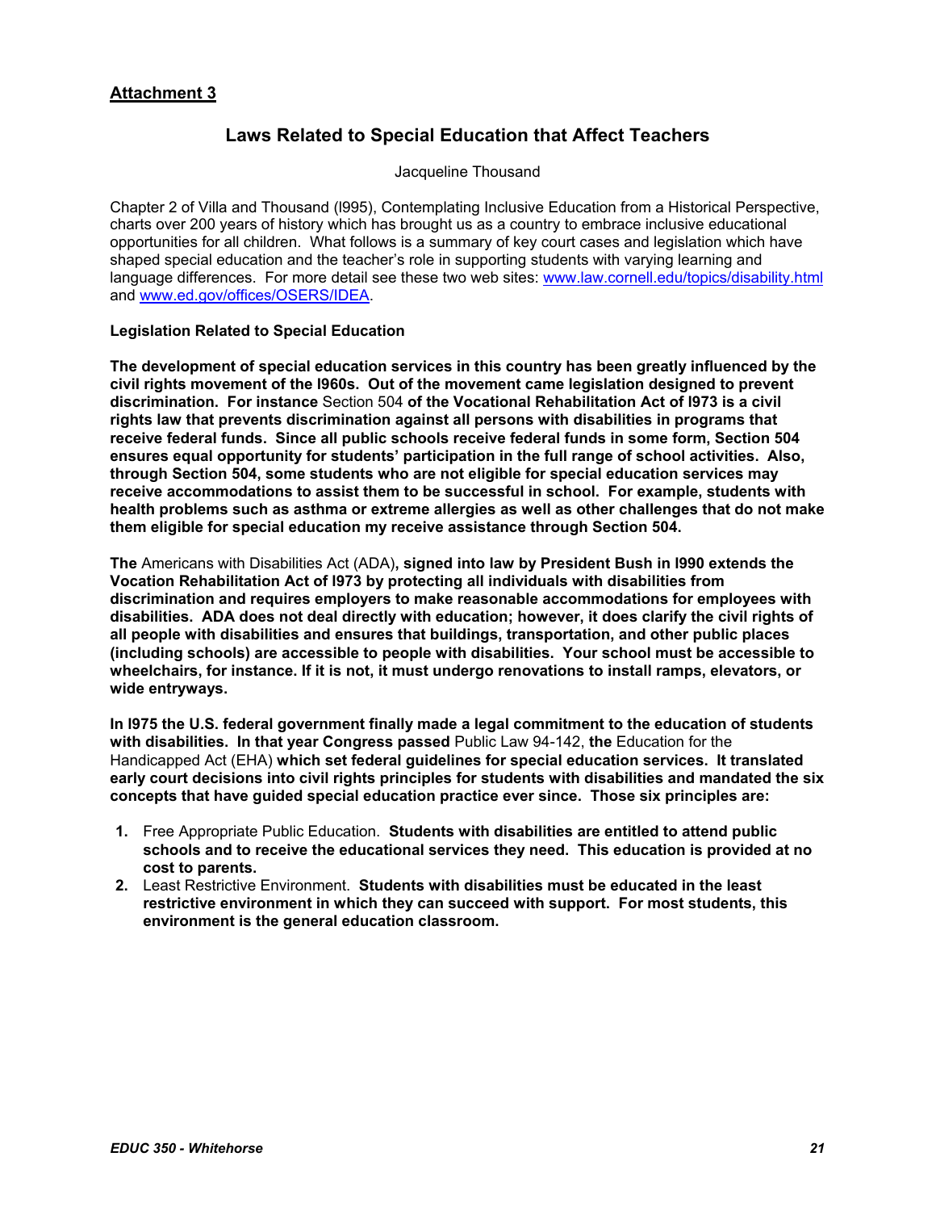**Attachment 3**

## Laws Related to Special Education that Affect Teachers

Jacqueline Thousand

Chapter 2 of Villa and Thousand (l995), Contemplating Inclusive Education from a Historical Perspective, charts over 200 years of history which has brought us as a country to embrace inclusive educational opportunities for all children. What follows is a summary of key court cases and legislation which have shaped special education and the teacher's role in supporting students with varying learning and language differences. For more detail see these two web sites: [www.law.cornell.edu/topics/disability.html](www.law.cornell.edu/topics/disability.html) and [www.ed.gov/offices/OSERS/IDEA](www.ed.gov/offices/OSERS/IDEA).

**Legislation Related to Special Education**

**The development of special education services in this country has been greatly influenced by the civil rights movement of the l960s. Out of the movement came legislation designed to prevent discrimination. For instance** Section 504 **of the Vocational Rehabilitation Act of l973 is a civil rights law that prevents discrimination against all persons with disabilities in programs that receive federal funds. Since all public schools receive federal funds in some form, Section 504 ensures equal opportunity for students' participation in the full range of school activities. Also, through Section 504, some students who are not eligible for special education services may receive accommodations to assist them to be successful in school. For example, students with health problems such as asthma or extreme allergies as well as other challenges that do not make them eligible for special education my receive assistance through Section 504.**

**The** Americans with Disabilities Act (ADA)**, signed into law by President Bush in l990 extends the Vocation Rehabilitation Act of l973 by protecting all individuals with disabilities from discrimination and requires employers to make reasonable accommodations for employees with disabilities. ADA does not deal directly with education; however, it does clarify the civil rights of all people with disabilities and ensures that buildings, transportation, and other public places (including schools) are accessible to people with disabilities. Your school must be accessible to wheelchairs, for instance. If it is not, it must undergo renovations to install ramps, elevators, or wide entryways.**

**In l975 the U.S. federal government finally made a legal commitment to the education of students with disabilities. In that year Congress passed** Public Law 94-142, **the** Education for the Handicapped Act (EHA) **which set federal guidelines for special education services. It translated early court decisions into civil rights principles for students with disabilities and mandated the six concepts that have guided special education practice ever since. Those six principles are:**

1. Free Appropriate Public Education. **Students with disabilities are entitled to attend public schools and to receive the educational services they need. This education is provided at no cost to parents.**
2. Least Restrictive Environment. **Students with disabilities must be educated in the least restrictive environment in which they can succeed with support. For most students, this environment is the general education classroom.**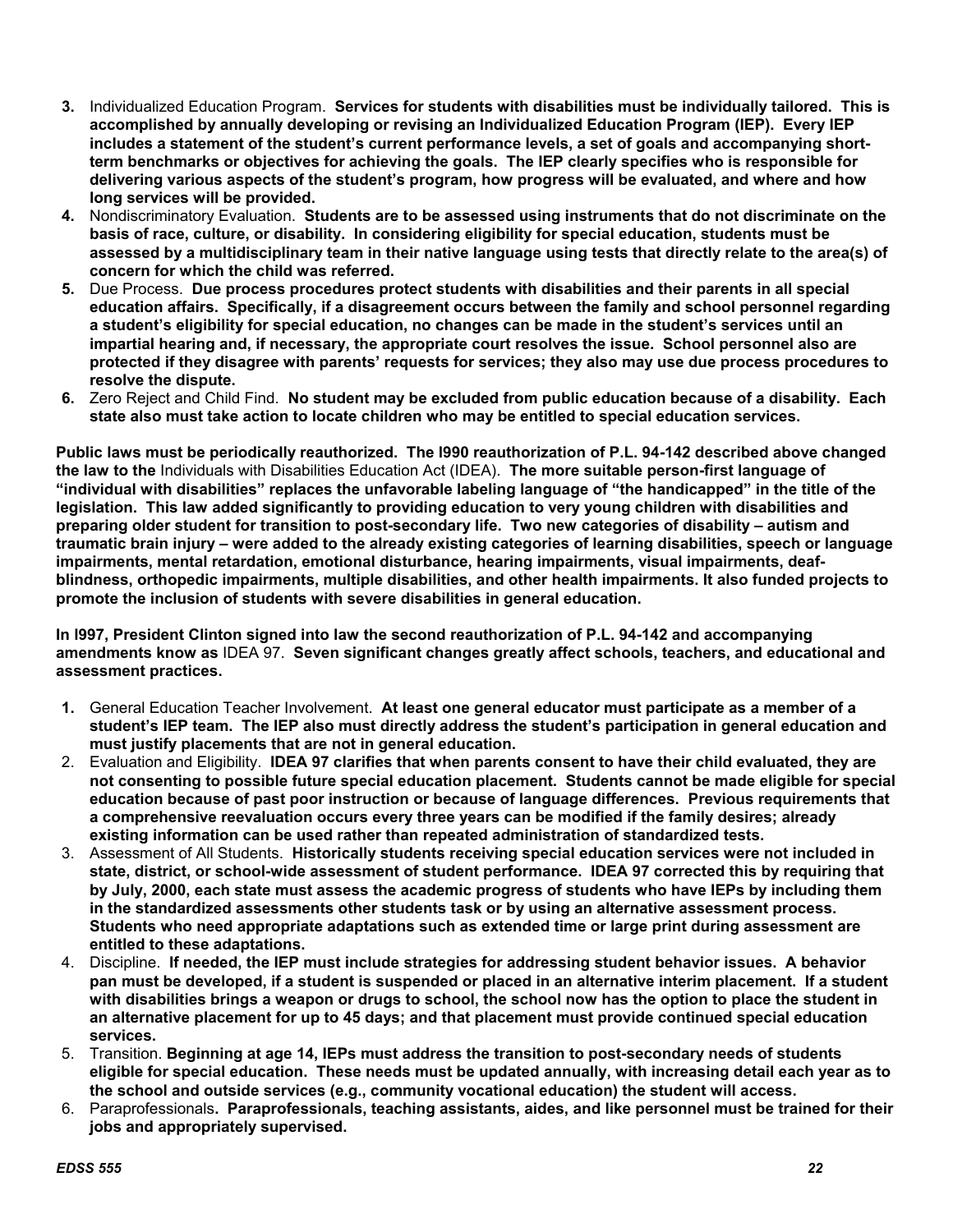3. Individualized Education Program. **Services for students with disabilities must be individually tailored. This is accomplished by annually developing or revising an Individualized Education Program (IEP). Every IEP includes a statement of the student's current performance levels, a set of goals and accompanying short-term benchmarks or objectives for achieving the goals. The IEP clearly specifies who is responsible for delivering various aspects of the student's program, how progress will be evaluated, and where and how long services will be provided.**
4. Nondiscriminatory Evaluation. **Students are to be assessed using instruments that do not discriminate on the basis of race, culture, or disability. In considering eligibility for special education, students must be assessed by a multidisciplinary team in their native language using tests that directly relate to the area(s) of concern for which the child was referred.**
5. Due Process. **Due process procedures protect students with disabilities and their parents in all special education affairs. Specifically, if a disagreement occurs between the family and school personnel regarding a student's eligibility for special education, no changes can be made in the student's services until an impartial hearing and, if necessary, the appropriate court resolves the issue. School personnel also are protected if they disagree with parents' requests for services; they also may use due process procedures to resolve the dispute.**
6. Zero Reject and Child Find. **No student may be excluded from public education because of a disability. Each state also must take action to locate children who may be entitled to special education services.**

**Public laws must be periodically reauthorized. The l990 reauthorization of P.L. 94-142 described above changed the law to the** Individuals with Disabilities Education Act (IDEA). **The more suitable person-first language of "individual with disabilities" replaces the unfavorable labeling language of "the handicapped" in the title of the legislation. This law added significantly to providing education to very young children with disabilities and preparing older student for transition to post-secondary life. Two new categories of disability – autism and traumatic brain injury – were added to the already existing categories of learning disabilities, speech or language impairments, mental retardation, emotional disturbance, hearing impairments, visual impairments, deaf-blindness, orthopedic impairments, multiple disabilities, and other health impairments. It also funded projects to promote the inclusion of students with severe disabilities in general education.**

**In l997, President Clinton signed into law the second reauthorization of P.L. 94-142 and accompanying amendments know as** IDEA 97. **Seven significant changes greatly affect schools, teachers, and educational and assessment practices.**

1. General Education Teacher Involvement. **At least one general educator must participate as a member of a student's IEP team. The IEP also must directly address the student's participation in general education and must justify placements that are not in general education.**
2. Evaluation and Eligibility. **IDEA 97 clarifies that when parents consent to have their child evaluated, they are not consenting to possible future special education placement. Students cannot be made eligible for special education because of past poor instruction or because of language differences. Previous requirements that a comprehensive reevaluation occurs every three years can be modified if the family desires; already existing information can be used rather than repeated administration of standardized tests.**
3. Assessment of All Students. **Historically students receiving special education services were not included in state, district, or school-wide assessment of student performance. IDEA 97 corrected this by requiring that by July, 2000, each state must assess the academic progress of students who have IEPs by including them in the standardized assessments other students task or by using an alternative assessment process. Students who need appropriate adaptations such as extended time or large print during assessment are entitled to these adaptations.**
4. Discipline. **If needed, the IEP must include strategies for addressing student behavior issues. A behavior pan must be developed, if a student is suspended or placed in an alternative interim placement. If a student with disabilities brings a weapon or drugs to school, the school now has the option to place the student in an alternative placement for up to 45 days; and that placement must provide continued special education services.**
5. Transition. **Beginning at age 14, IEPs must address the transition to post-secondary needs of students eligible for special education. These needs must be updated annually, with increasing detail each year as to the school and outside services (e.g., community vocational education) the student will access.**
6. Paraprofessionals**. Paraprofessionals, teaching assistants, aides, and like personnel must be trained for their jobs and appropriately supervised.**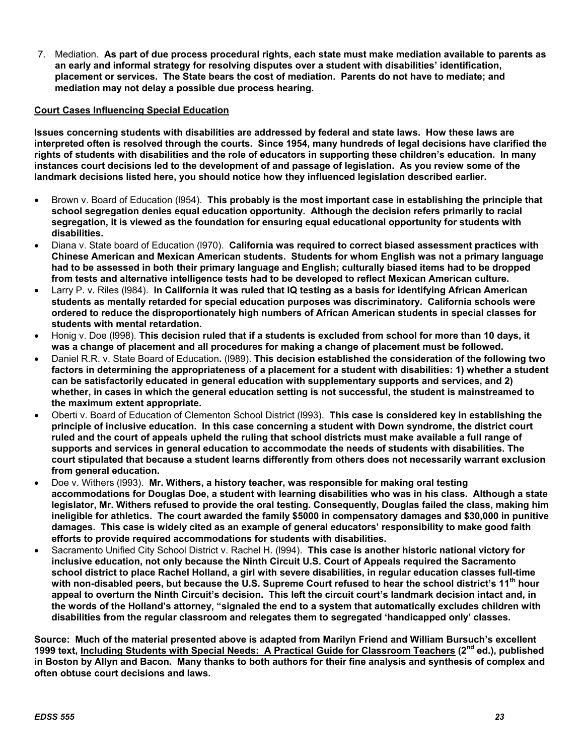7. Mediation. **As part of due process procedural rights, each state must make mediation available to parents as an early and informal strategy for resolving disputes over a student with disabilities' identification, placement or services. The State bears the cost of mediation. Parents do not have to mediate; and mediation may not delay a possible due process hearing.**

## Court Cases Influencing Special Education

**Issues concerning students with disabilities are addressed by federal and state laws. How these laws are interpreted often is resolved through the courts. Since 1954, many hundreds of legal decisions have clarified the rights of students with disabilities and the role of educators in supporting these children's education. In many instances court decisions led to the development of and passage of legislation. As you review some of the landmark decisions listed here, you should notice how they influenced legislation described earlier.**

- Brown v. Board of Education (l954). **This probably is the most important case in establishing the principle that school segregation denies equal education opportunity. Although the decision refers primarily to racial segregation, it is viewed as the foundation for ensuring equal educational opportunity for students with disabilities.**
- Diana v. State board of Education (l970). **California was required to correct biased assessment practices with Chinese American and Mexican American students. Students for whom English was not a primary language had to be assessed in both their primary language and English; culturally biased items had to be dropped from tests and alternative intelligence tests had to be developed to reflect Mexican American culture.**
- Larry P. v. Riles (l984). **In California it was ruled that IQ testing as a basis for identifying African American students as mentally retarded for special education purposes was discriminatory. California schools were ordered to reduce the disproportionately high numbers of African American students in special classes for students with mental retardation.**
- Honig v. Doe (l998). **This decision ruled that if a students is excluded from school for more than 10 days, it was a change of placement and all procedures for making a change of placement must be followed.**
- Daniel R.R. v. State Board of Education**.** (l989). **This decision established the consideration of the following two factors in determining the appropriateness of a placement for a student with disabilities: 1) whether a student can be satisfactorily educated in general education with supplementary supports and services, and 2) whether, in cases in which the general education setting is not successful, the student is mainstreamed to the maximum extent appropriate.**
- Oberti v. Board of Education of Clementon School District (l993). **This case is considered key in establishing the principle of inclusive education. In this case concerning a student with Down syndrome, the district court ruled and the court of appeals upheld the ruling that school districts must make available a full range of supports and services in general education to accommodate the needs of students with disabilities. The court stipulated that because a student learns differently from others does not necessarily warrant exclusion from general education.**
- Doe v. Withers (l993). **Mr. Withers, a history teacher, was responsible for making oral testing accommodations for Douglas Doe, a student with learning disabilities who was in his class. Although a state legislator, Mr. Withers refused to provide the oral testing. Consequently, Douglas failed the class, making him ineligible for athletics. The court awarded the family $5000 in compensatory damages and $30,000 in punitive damages. This case is widely cited as an example of general educators' responsibility to make good faith efforts to provide required accommodations for students with disabilities.**
- Sacramento Unified City School District v. Rachel H. (l994). **This case is another historic national victory for inclusive education, not only because the Ninth Circuit U.S. Court of Appeals required the Sacramento school district to place Rachel Holland, a girl with severe disabilities, in regular education classes full-time with non-disabled peers, but because the U.S. Supreme Court refused to hear the school district's 11th hour appeal to overturn the Ninth Circuit's decision. This left the circuit court's landmark decision intact and, in the words of the Holland's attorney, "signaled the end to a system that automatically excludes children with disabilities from the regular classroom and relegates them to segregated 'handicapped only' classes.**

**Source: Much of the material presented above is adapted from Marilyn Friend and William Bursuch's excellent 1999 text, Including Students with Special Needs: A Practical Guide for Classroom Teachers (2nd ed.), published in Boston by Allyn and Bacon. Many thanks to both authors for their fine analysis and synthesis of complex and often obtuse court decisions and laws.**